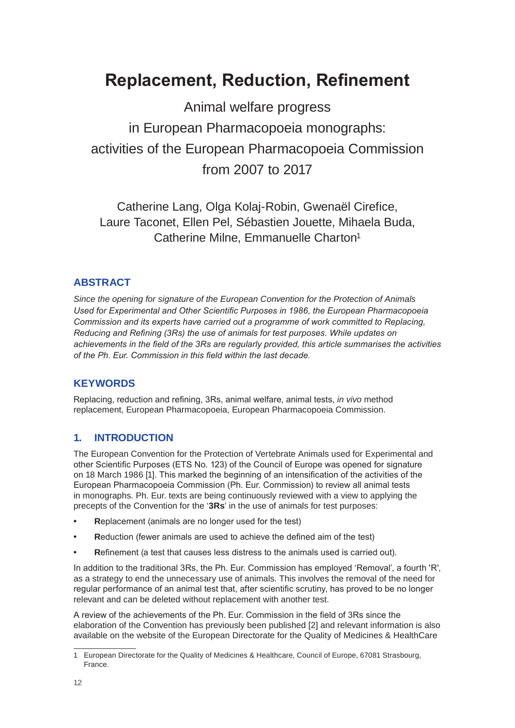# Replacement, Reduction, Refinement

Animal welfare progress
in European Pharmacopoeia monographs:
activities of the European Pharmacopoeia Commission
from 2007 to 2017

Catherine Lang, Olga Kolaj-Robin, Gwenaël Cirefice,
Laure Taconet, Ellen Pel, Sébastien Jouette, Mihaela Buda,
Catherine Milne, Emmanuelle Charton[1]

## ABSTRACT

*Since the opening for signature of the European Convention for the Protection of Animals Used for Experimental and Other Scientific Purposes in 1986, the European Pharmacopoeia Commission and its experts have carried out a programme of work committed to Replacing, Reducing and Refining (3Rs) the use of animals for test purposes. While updates on achievements in the field of the 3Rs are regularly provided, this article summarises the activities of the Ph. Eur. Commission in this field within the last decade.*

## KEYWORDS

Replacing, reduction and refining, 3Rs, animal welfare, animal tests, *in vivo* method replacement, European Pharmacopoeia, European Pharmacopoeia Commission.

## 1. INTRODUCTION

The European Convention for the Protection of Vertebrate Animals used for Experimental and other Scientific Purposes (ETS No. 123) of the Council of Europe was opened for signature on 18 March 1986 [1]. This marked the beginning of an intensification of the activities of the European Pharmacopoeia Commission (Ph. Eur. Commission) to review all animal tests in monographs. Ph. Eur. texts are being continuously reviewed with a view to applying the precepts of the Convention for the '**3Rs**' in the use of animals for test purposes:

- **R**eplacement (animals are no longer used for the test)
- **R**eduction (fewer animals are used to achieve the defined aim of the test)
- **R**efinement (a test that causes less distress to the animals used is carried out).

In addition to the traditional 3Rs, the Ph. Eur. Commission has employed 'Removal', a fourth 'R', as a strategy to end the unnecessary use of animals. This involves the removal of the need for regular performance of an animal test that, after scientific scrutiny, has proved to be no longer relevant and can be deleted without replacement with another test.

A review of the achievements of the Ph. Eur. Commission in the field of 3Rs since the elaboration of the Convention has previously been published [2] and relevant information is also available on the website of the European Directorate for the Quality of Medicines & HealthCare

---

1 European Directorate for the Quality of Medicines & Healthcare, Council of Europe, 67081 Strasbourg, France.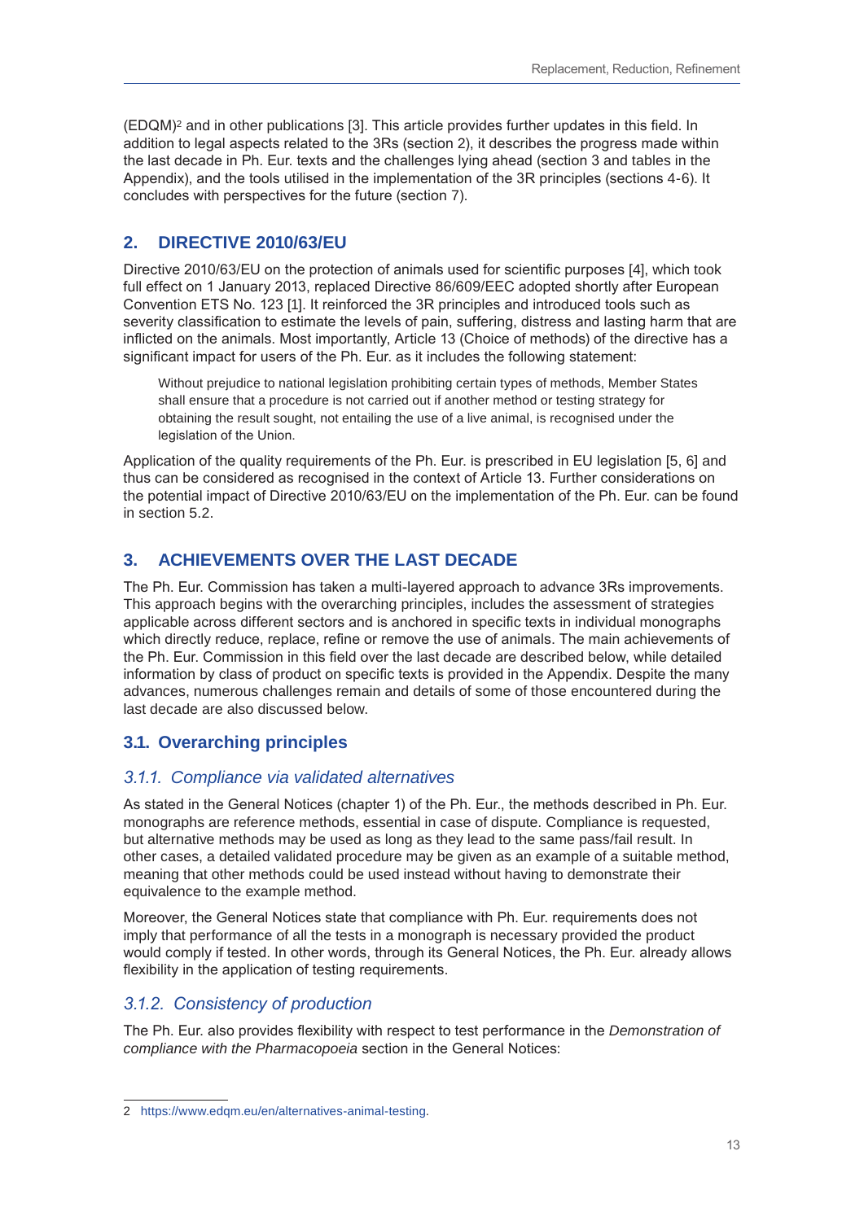(EDQM)[2] and in other publications [3]. This article provides further updates in this field. In addition to legal aspects related to the 3Rs (section 2), it describes the progress made within the last decade in Ph. Eur. texts and the challenges lying ahead (section 3 and tables in the Appendix), and the tools utilised in the implementation of the 3R principles (sections 4-6). It concludes with perspectives for the future (section 7).

## 2. DIRECTIVE 2010/63/EU

Directive 2010/63/EU on the protection of animals used for scientific purposes [4], which took full effect on 1 January 2013, replaced Directive 86/609/EEC adopted shortly after European Convention ETS No. 123 [1]. It reinforced the 3R principles and introduced tools such as severity classification to estimate the levels of pain, suffering, distress and lasting harm that are inflicted on the animals. Most importantly, Article 13 (Choice of methods) of the directive has a significant impact for users of the Ph. Eur. as it includes the following statement:

> Without prejudice to national legislation prohibiting certain types of methods, Member States shall ensure that a procedure is not carried out if another method or testing strategy for obtaining the result sought, not entailing the use of a live animal, is recognised under the legislation of the Union.

Application of the quality requirements of the Ph. Eur. is prescribed in EU legislation [5, 6] and thus can be considered as recognised in the context of Article 13. Further considerations on the potential impact of Directive 2010/63/EU on the implementation of the Ph. Eur. can be found in section 5.2.

## 3. ACHIEVEMENTS OVER THE LAST DECADE

The Ph. Eur. Commission has taken a multi-layered approach to advance 3Rs improvements. This approach begins with the overarching principles, includes the assessment of strategies applicable across different sectors and is anchored in specific texts in individual monographs which directly reduce, replace, refine or remove the use of animals. The main achievements of the Ph. Eur. Commission in this field over the last decade are described below, while detailed information by class of product on specific texts is provided in the Appendix. Despite the many advances, numerous challenges remain and details of some of those encountered during the last decade are also discussed below.

### 3.1. Overarching principles

#### *3.1.1. Compliance via validated alternatives*

As stated in the General Notices (chapter 1) of the Ph. Eur., the methods described in Ph. Eur. monographs are reference methods, essential in case of dispute. Compliance is requested, but alternative methods may be used as long as they lead to the same pass/fail result. In other cases, a detailed validated procedure may be given as an example of a suitable method, meaning that other methods could be used instead without having to demonstrate their equivalence to the example method.

Moreover, the General Notices state that compliance with Ph. Eur. requirements does not imply that performance of all the tests in a monograph is necessary provided the product would comply if tested. In other words, through its General Notices, the Ph. Eur. already allows flexibility in the application of testing requirements.

#### *3.1.2. Consistency of production*

The Ph. Eur. also provides flexibility with respect to test performance in the *Demonstration of compliance with the Pharmacopoeia* section in the General Notices:

---

2 https://www.edqm.eu/en/alternatives-animal-testing.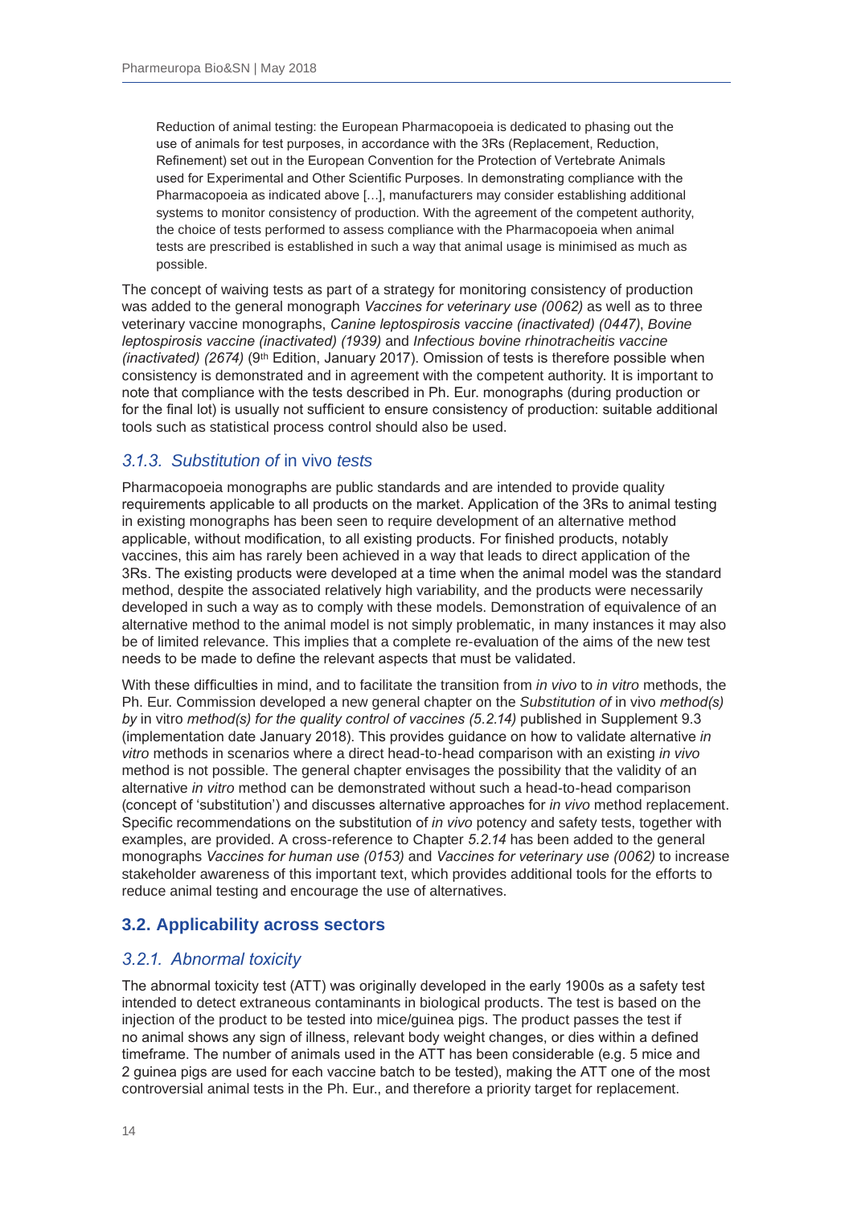> Reduction of animal testing: the European Pharmacopoeia is dedicated to phasing out the use of animals for test purposes, in accordance with the 3Rs (Replacement, Reduction, Refinement) set out in the European Convention for the Protection of Vertebrate Animals used for Experimental and Other Scientific Purposes. In demonstrating compliance with the Pharmacopoeia as indicated above […], manufacturers may consider establishing additional systems to monitor consistency of production. With the agreement of the competent authority, the choice of tests performed to assess compliance with the Pharmacopoeia when animal tests are prescribed is established in such a way that animal usage is minimised as much as possible.

The concept of waiving tests as part of a strategy for monitoring consistency of production was added to the general monograph *Vaccines for veterinary use (0062)* as well as to three veterinary vaccine monographs, *Canine leptospirosis vaccine (inactivated) (0447)*, *Bovine leptospirosis vaccine (inactivated) (1939)* and *Infectious bovine rhinotracheitis vaccine (inactivated) (2674)* (9th Edition, January 2017). Omission of tests is therefore possible when consistency is demonstrated and in agreement with the competent authority. It is important to note that compliance with the tests described in Ph. Eur. monographs (during production or for the final lot) is usually not sufficient to ensure consistency of production: suitable additional tools such as statistical process control should also be used.

### 3.1.3. *Substitution of* in vivo *tests*

Pharmacopoeia monographs are public standards and are intended to provide quality requirements applicable to all products on the market. Application of the 3Rs to animal testing in existing monographs has been seen to require development of an alternative method applicable, without modification, to all existing products. For finished products, notably vaccines, this aim has rarely been achieved in a way that leads to direct application of the 3Rs. The existing products were developed at a time when the animal model was the standard method, despite the associated relatively high variability, and the products were necessarily developed in such a way as to comply with these models. Demonstration of equivalence of an alternative method to the animal model is not simply problematic, in many instances it may also be of limited relevance. This implies that a complete re-evaluation of the aims of the new test needs to be made to define the relevant aspects that must be validated.

With these difficulties in mind, and to facilitate the transition from *in vivo* to *in vitro* methods, the Ph. Eur. Commission developed a new general chapter on the *Substitution of* in vivo *method(s) by* in vitro *method(s) for the quality control of vaccines (5.2.14)* published in Supplement 9.3 (implementation date January 2018). This provides guidance on how to validate alternative *in vitro* methods in scenarios where a direct head-to-head comparison with an existing *in vivo* method is not possible. The general chapter envisages the possibility that the validity of an alternative *in vitro* method can be demonstrated without such a head-to-head comparison (concept of 'substitution') and discusses alternative approaches for *in vivo* method replacement. Specific recommendations on the substitution of *in vivo* potency and safety tests, together with examples, are provided. A cross-reference to Chapter *5.2.14* has been added to the general monographs *Vaccines for human use (0153)* and *Vaccines for veterinary use (0062)* to increase stakeholder awareness of this important text, which provides additional tools for the efforts to reduce animal testing and encourage the use of alternatives.

## 3.2. Applicability across sectors

### 3.2.1. *Abnormal toxicity*

The abnormal toxicity test (ATT) was originally developed in the early 1900s as a safety test intended to detect extraneous contaminants in biological products. The test is based on the injection of the product to be tested into mice/guinea pigs. The product passes the test if no animal shows any sign of illness, relevant body weight changes, or dies within a defined timeframe. The number of animals used in the ATT has been considerable (e.g. 5 mice and 2 guinea pigs are used for each vaccine batch to be tested), making the ATT one of the most controversial animal tests in the Ph. Eur., and therefore a priority target for replacement.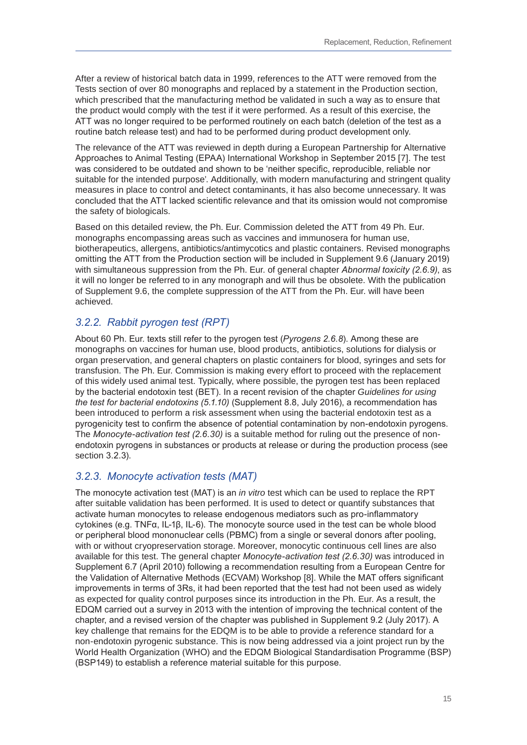After a review of historical batch data in 1999, references to the ATT were removed from the Tests section of over 80 monographs and replaced by a statement in the Production section, which prescribed that the manufacturing method be validated in such a way as to ensure that the product would comply with the test if it were performed. As a result of this exercise, the ATT was no longer required to be performed routinely on each batch (deletion of the test as a routine batch release test) and had to be performed during product development only.

The relevance of the ATT was reviewed in depth during a European Partnership for Alternative Approaches to Animal Testing (EPAA) International Workshop in September 2015 [7]. The test was considered to be outdated and shown to be 'neither specific, reproducible, reliable nor suitable for the intended purpose'. Additionally, with modern manufacturing and stringent quality measures in place to control and detect contaminants, it has also become unnecessary. It was concluded that the ATT lacked scientific relevance and that its omission would not compromise the safety of biologicals.

Based on this detailed review, the Ph. Eur. Commission deleted the ATT from 49 Ph. Eur. monographs encompassing areas such as vaccines and immunosera for human use, biotherapeutics, allergens, antibiotics/antimycotics and plastic containers. Revised monographs omitting the ATT from the Production section will be included in Supplement 9.6 (January 2019) with simultaneous suppression from the Ph. Eur. of general chapter *Abnormal toxicity (2.6.9)*, as it will no longer be referred to in any monograph and will thus be obsolete. With the publication of Supplement 9.6, the complete suppression of the ATT from the Ph. Eur. will have been achieved.

### *3.2.2. Rabbit pyrogen test (RPT)*

About 60 Ph. Eur. texts still refer to the pyrogen test (*Pyrogens 2.6.8*). Among these are monographs on vaccines for human use, blood products, antibiotics, solutions for dialysis or organ preservation, and general chapters on plastic containers for blood, syringes and sets for transfusion. The Ph. Eur. Commission is making every effort to proceed with the replacement of this widely used animal test. Typically, where possible, the pyrogen test has been replaced by the bacterial endotoxin test (BET). In a recent revision of the chapter *Guidelines for using the test for bacterial endotoxins (5.1.10)* (Supplement 8.8, July 2016), a recommendation has been introduced to perform a risk assessment when using the bacterial endotoxin test as a pyrogenicity test to confirm the absence of potential contamination by non-endotoxin pyrogens. The *Monocyte-activation test (2.6.30)* is a suitable method for ruling out the presence of non-endotoxin pyrogens in substances or products at release or during the production process (see section 3.2.3).

### *3.2.3. Monocyte activation tests (MAT)*

The monocyte activation test (MAT) is an *in vitro* test which can be used to replace the RPT after suitable validation has been performed. It is used to detect or quantify substances that activate human monocytes to release endogenous mediators such as pro-inflammatory cytokines (e.g. TNFα, IL-1β, IL-6). The monocyte source used in the test can be whole blood or peripheral blood mononuclear cells (PBMC) from a single or several donors after pooling, with or without cryopreservation storage. Moreover, monocytic continuous cell lines are also available for this test. The general chapter *Monocyte-activation test (2.6.30)* was introduced in Supplement 6.7 (April 2010) following a recommendation resulting from a European Centre for the Validation of Alternative Methods (ECVAM) Workshop [8]. While the MAT offers significant improvements in terms of 3Rs, it had been reported that the test had not been used as widely as expected for quality control purposes since its introduction in the Ph. Eur. As a result, the EDQM carried out a survey in 2013 with the intention of improving the technical content of the chapter, and a revised version of the chapter was published in Supplement 9.2 (July 2017). A key challenge that remains for the EDQM is to be able to provide a reference standard for a non-endotoxin pyrogenic substance. This is now being addressed via a joint project run by the World Health Organization (WHO) and the EDQM Biological Standardisation Programme (BSP) (BSP149) to establish a reference material suitable for this purpose.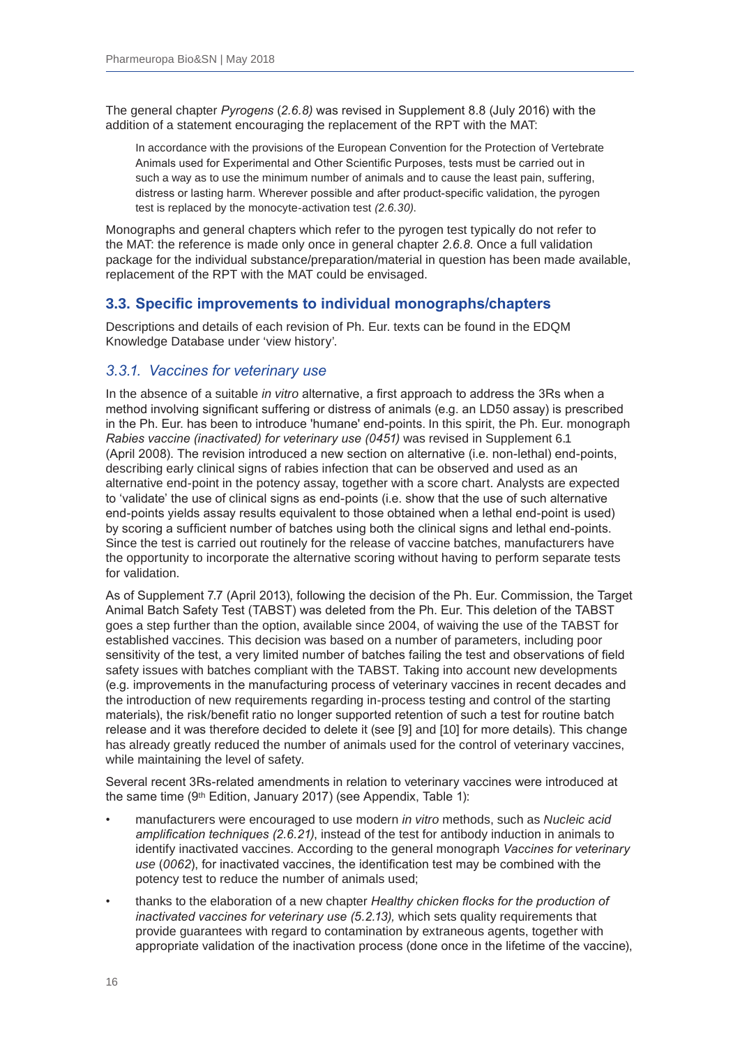The general chapter *Pyrogens* (*2.6.8)* was revised in Supplement 8.8 (July 2016) with the addition of a statement encouraging the replacement of the RPT with the MAT:

> In accordance with the provisions of the European Convention for the Protection of Vertebrate Animals used for Experimental and Other Scientific Purposes, tests must be carried out in such a way as to use the minimum number of animals and to cause the least pain, suffering, distress or lasting harm. Wherever possible and after product-specific validation, the pyrogen test is replaced by the monocyte-activation test *(2.6.30)*.

Monographs and general chapters which refer to the pyrogen test typically do not refer to the MAT: the reference is made only once in general chapter *2.6.8*. Once a full validation package for the individual substance/preparation/material in question has been made available, replacement of the RPT with the MAT could be envisaged.

## 3.3. Specific improvements to individual monographs/chapters

Descriptions and details of each revision of Ph. Eur. texts can be found in the EDQM Knowledge Database under 'view history'.

### *3.3.1. Vaccines for veterinary use*

In the absence of a suitable *in vitro* alternative, a first approach to address the 3Rs when a method involving significant suffering or distress of animals (e.g. an LD50 assay) is prescribed in the Ph. Eur. has been to introduce 'humane' end-points. In this spirit, the Ph. Eur. monograph *Rabies vaccine (inactivated) for veterinary use (0451)* was revised in Supplement 6.1 (April 2008). The revision introduced a new section on alternative (i.e. non-lethal) end-points, describing early clinical signs of rabies infection that can be observed and used as an alternative end-point in the potency assay, together with a score chart. Analysts are expected to 'validate' the use of clinical signs as end-points (i.e. show that the use of such alternative end-points yields assay results equivalent to those obtained when a lethal end-point is used) by scoring a sufficient number of batches using both the clinical signs and lethal end-points. Since the test is carried out routinely for the release of vaccine batches, manufacturers have the opportunity to incorporate the alternative scoring without having to perform separate tests for validation.

As of Supplement 7.7 (April 2013), following the decision of the Ph. Eur. Commission, the Target Animal Batch Safety Test (TABST) was deleted from the Ph. Eur. This deletion of the TABST goes a step further than the option, available since 2004, of waiving the use of the TABST for established vaccines. This decision was based on a number of parameters, including poor sensitivity of the test, a very limited number of batches failing the test and observations of field safety issues with batches compliant with the TABST. Taking into account new developments (e.g. improvements in the manufacturing process of veterinary vaccines in recent decades and the introduction of new requirements regarding in-process testing and control of the starting materials), the risk/benefit ratio no longer supported retention of such a test for routine batch release and it was therefore decided to delete it (see [9] and [10] for more details). This change has already greatly reduced the number of animals used for the control of veterinary vaccines, while maintaining the level of safety.

Several recent 3Rs-related amendments in relation to veterinary vaccines were introduced at the same time (9th Edition, January 2017) (see Appendix, Table 1):

- manufacturers were encouraged to use modern *in vitro* methods, such as *Nucleic acid amplification techniques (2.6.21)*, instead of the test for antibody induction in animals to identify inactivated vaccines. According to the general monograph *Vaccines for veterinary use* (*0062*), for inactivated vaccines, the identification test may be combined with the potency test to reduce the number of animals used;
- thanks to the elaboration of a new chapter *Healthy chicken flocks for the production of inactivated vaccines for veterinary use (5.2.13),* which sets quality requirements that provide guarantees with regard to contamination by extraneous agents, together with appropriate validation of the inactivation process (done once in the lifetime of the vaccine),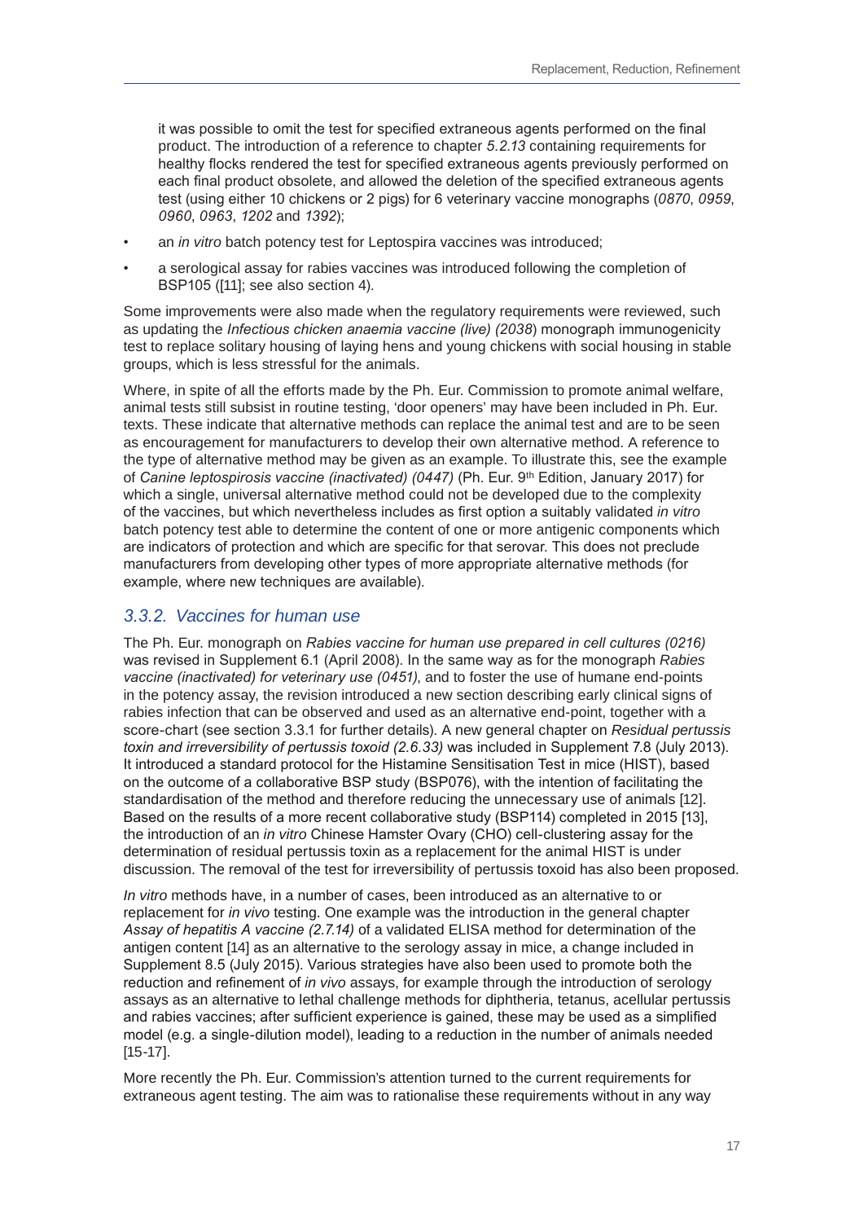it was possible to omit the test for specified extraneous agents performed on the final product. The introduction of a reference to chapter *5.2.13* containing requirements for healthy flocks rendered the test for specified extraneous agents previously performed on each final product obsolete, and allowed the deletion of the specified extraneous agents test (using either 10 chickens or 2 pigs) for 6 veterinary vaccine monographs (*0870*, *0959*, *0960*, *0963*, *1202* and *1392*);

- an *in vitro* batch potency test for Leptospira vaccines was introduced;
- a serological assay for rabies vaccines was introduced following the completion of BSP105 ([11]; see also section 4).

Some improvements were also made when the regulatory requirements were reviewed, such as updating the *Infectious chicken anaemia vaccine (live) (2038*) monograph immunogenicity test to replace solitary housing of laying hens and young chickens with social housing in stable groups, which is less stressful for the animals.

Where, in spite of all the efforts made by the Ph. Eur. Commission to promote animal welfare, animal tests still subsist in routine testing, 'door openers' may have been included in Ph. Eur. texts. These indicate that alternative methods can replace the animal test and are to be seen as encouragement for manufacturers to develop their own alternative method. A reference to the type of alternative method may be given as an example. To illustrate this, see the example of *Canine leptospirosis vaccine (inactivated) (0447)* (Ph. Eur. 9th Edition, January 2017) for which a single, universal alternative method could not be developed due to the complexity of the vaccines, but which nevertheless includes as first option a suitably validated *in vitro* batch potency test able to determine the content of one or more antigenic components which are indicators of protection and which are specific for that serovar. This does not preclude manufacturers from developing other types of more appropriate alternative methods (for example, where new techniques are available).

### 3.3.2. Vaccines for human use

The Ph. Eur. monograph on *Rabies vaccine for human use prepared in cell cultures (0216)* was revised in Supplement 6.1 (April 2008). In the same way as for the monograph *Rabies vaccine (inactivated) for veterinary use (0451)*, and to foster the use of humane end-points in the potency assay, the revision introduced a new section describing early clinical signs of rabies infection that can be observed and used as an alternative end-point, together with a score-chart (see section 3.3.1 for further details). A new general chapter on *Residual pertussis toxin and irreversibility of pertussis toxoid (2.6.33)* was included in Supplement 7.8 (July 2013). It introduced a standard protocol for the Histamine Sensitisation Test in mice (HIST), based on the outcome of a collaborative BSP study (BSP076), with the intention of facilitating the standardisation of the method and therefore reducing the unnecessary use of animals [12]. Based on the results of a more recent collaborative study (BSP114) completed in 2015 [13], the introduction of an *in vitro* Chinese Hamster Ovary (CHO) cell-clustering assay for the determination of residual pertussis toxin as a replacement for the animal HIST is under discussion. The removal of the test for irreversibility of pertussis toxoid has also been proposed.

*In vitro* methods have, in a number of cases, been introduced as an alternative to or replacement for *in vivo* testing. One example was the introduction in the general chapter *Assay of hepatitis A vaccine (2.7.14)* of a validated ELISA method for determination of the antigen content [14] as an alternative to the serology assay in mice, a change included in Supplement 8.5 (July 2015). Various strategies have also been used to promote both the reduction and refinement of *in vivo* assays, for example through the introduction of serology assays as an alternative to lethal challenge methods for diphtheria, tetanus, acellular pertussis and rabies vaccines; after sufficient experience is gained, these may be used as a simplified model (e.g. a single-dilution model), leading to a reduction in the number of animals needed [15-17].

More recently the Ph. Eur. Commission's attention turned to the current requirements for extraneous agent testing. The aim was to rationalise these requirements without in any way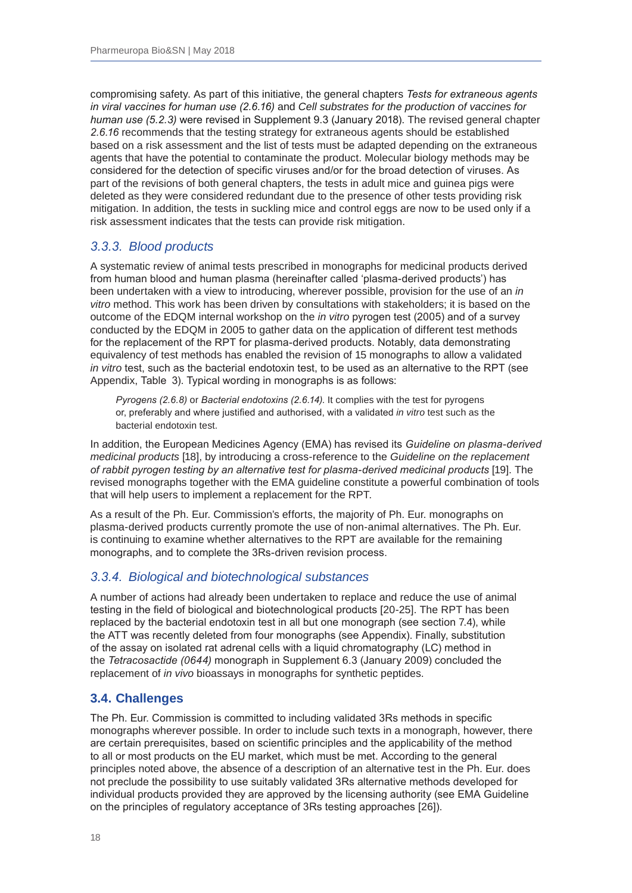compromising safety. As part of this initiative, the general chapters *Tests for extraneous agents in viral vaccines for human use (2.6.16)* and *Cell substrates for the production of vaccines for human use (5.2.3)* were revised in Supplement 9.3 (January 2018). The revised general chapter *2.6.16* recommends that the testing strategy for extraneous agents should be established based on a risk assessment and the list of tests must be adapted depending on the extraneous agents that have the potential to contaminate the product. Molecular biology methods may be considered for the detection of specific viruses and/or for the broad detection of viruses. As part of the revisions of both general chapters, the tests in adult mice and guinea pigs were deleted as they were considered redundant due to the presence of other tests providing risk mitigation. In addition, the tests in suckling mice and control eggs are now to be used only if a risk assessment indicates that the tests can provide risk mitigation.

### *3.3.3. Blood products*

A systematic review of animal tests prescribed in monographs for medicinal products derived from human blood and human plasma (hereinafter called 'plasma-derived products') has been undertaken with a view to introducing, wherever possible, provision for the use of an *in vitro* method. This work has been driven by consultations with stakeholders; it is based on the outcome of the EDQM internal workshop on the *in vitro* pyrogen test (2005) and of a survey conducted by the EDQM in 2005 to gather data on the application of different test methods for the replacement of the RPT for plasma-derived products. Notably, data demonstrating equivalency of test methods has enabled the revision of 15 monographs to allow a validated *in vitro* test, such as the bacterial endotoxin test, to be used as an alternative to the RPT (see Appendix, Table 3). Typical wording in monographs is as follows:

> *Pyrogens (2.6.8)* or *Bacterial endotoxins (2.6.14).* It complies with the test for pyrogens or, preferably and where justified and authorised, with a validated *in vitro* test such as the bacterial endotoxin test.

In addition, the European Medicines Agency (EMA) has revised its *Guideline on plasma-derived medicinal products* [18], by introducing a cross-reference to the *Guideline on the replacement of rabbit pyrogen testing by an alternative test for plasma-derived medicinal products* [19]. The revised monographs together with the EMA guideline constitute a powerful combination of tools that will help users to implement a replacement for the RPT.

As a result of the Ph. Eur. Commission's efforts, the majority of Ph. Eur. monographs on plasma-derived products currently promote the use of non-animal alternatives. The Ph. Eur. is continuing to examine whether alternatives to the RPT are available for the remaining monographs, and to complete the 3Rs-driven revision process.

### *3.3.4. Biological and biotechnological substances*

A number of actions had already been undertaken to replace and reduce the use of animal testing in the field of biological and biotechnological products [20-25]. The RPT has been replaced by the bacterial endotoxin test in all but one monograph (see section 7.4), while the ATT was recently deleted from four monographs (see Appendix). Finally, substitution of the assay on isolated rat adrenal cells with a liquid chromatography (LC) method in the *Tetracosactide (0644)* monograph in Supplement 6.3 (January 2009) concluded the replacement of *in vivo* bioassays in monographs for synthetic peptides.

## 3.4. Challenges

The Ph. Eur. Commission is committed to including validated 3Rs methods in specific monographs wherever possible. In order to include such texts in a monograph, however, there are certain prerequisites, based on scientific principles and the applicability of the method to all or most products on the EU market, which must be met. According to the general principles noted above, the absence of a description of an alternative test in the Ph. Eur. does not preclude the possibility to use suitably validated 3Rs alternative methods developed for individual products provided they are approved by the licensing authority (see EMA Guideline on the principles of regulatory acceptance of 3Rs testing approaches [26]).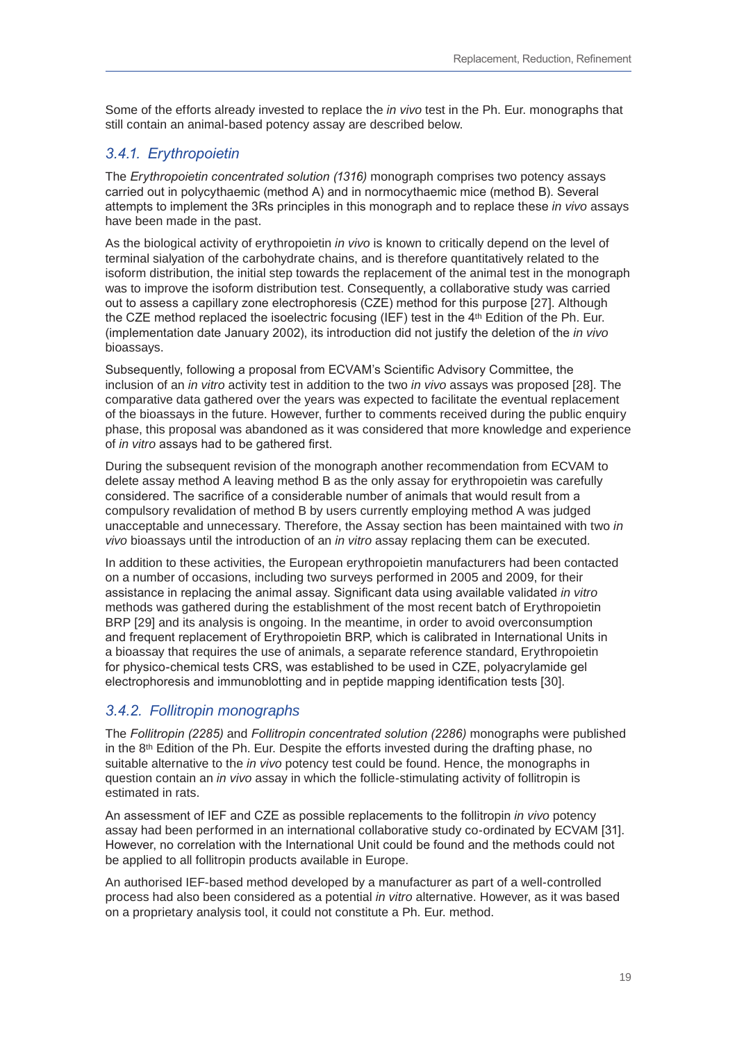Some of the efforts already invested to replace the *in vivo* test in the Ph. Eur. monographs that still contain an animal-based potency assay are described below.

### 3.4.1. Erythropoietin

The *Erythropoietin concentrated solution (1316)* monograph comprises two potency assays carried out in polycythaemic (method A) and in normocythaemic mice (method B). Several attempts to implement the 3Rs principles in this monograph and to replace these *in vivo* assays have been made in the past.

As the biological activity of erythropoietin *in vivo* is known to critically depend on the level of terminal sialyation of the carbohydrate chains, and is therefore quantitatively related to the isoform distribution, the initial step towards the replacement of the animal test in the monograph was to improve the isoform distribution test. Consequently, a collaborative study was carried out to assess a capillary zone electrophoresis (CZE) method for this purpose [27]. Although the CZE method replaced the isoelectric focusing (IEF) test in the 4th Edition of the Ph. Eur. (implementation date January 2002), its introduction did not justify the deletion of the *in vivo* bioassays.

Subsequently, following a proposal from ECVAM's Scientific Advisory Committee, the inclusion of an *in vitro* activity test in addition to the two *in vivo* assays was proposed [28]. The comparative data gathered over the years was expected to facilitate the eventual replacement of the bioassays in the future. However, further to comments received during the public enquiry phase, this proposal was abandoned as it was considered that more knowledge and experience of *in vitro* assays had to be gathered first.

During the subsequent revision of the monograph another recommendation from ECVAM to delete assay method A leaving method B as the only assay for erythropoietin was carefully considered. The sacrifice of a considerable number of animals that would result from a compulsory revalidation of method B by users currently employing method A was judged unacceptable and unnecessary. Therefore, the Assay section has been maintained with two *in vivo* bioassays until the introduction of an *in vitro* assay replacing them can be executed.

In addition to these activities, the European erythropoietin manufacturers had been contacted on a number of occasions, including two surveys performed in 2005 and 2009, for their assistance in replacing the animal assay. Significant data using available validated *in vitro* methods was gathered during the establishment of the most recent batch of Erythropoietin BRP [29] and its analysis is ongoing. In the meantime, in order to avoid overconsumption and frequent replacement of Erythropoietin BRP, which is calibrated in International Units in a bioassay that requires the use of animals, a separate reference standard, Erythropoietin for physico-chemical tests CRS, was established to be used in CZE, polyacrylamide gel electrophoresis and immunoblotting and in peptide mapping identification tests [30].

### 3.4.2. Follitropin monographs

The *Follitropin (2285)* and *Follitropin concentrated solution (2286)* monographs were published in the 8th Edition of the Ph. Eur. Despite the efforts invested during the drafting phase, no suitable alternative to the *in vivo* potency test could be found. Hence, the monographs in question contain an *in vivo* assay in which the follicle-stimulating activity of follitropin is estimated in rats.

An assessment of IEF and CZE as possible replacements to the follitropin *in vivo* potency assay had been performed in an international collaborative study co-ordinated by ECVAM [31]. However, no correlation with the International Unit could be found and the methods could not be applied to all follitropin products available in Europe.

An authorised IEF-based method developed by a manufacturer as part of a well-controlled process had also been considered as a potential *in vitro* alternative. However, as it was based on a proprietary analysis tool, it could not constitute a Ph. Eur. method.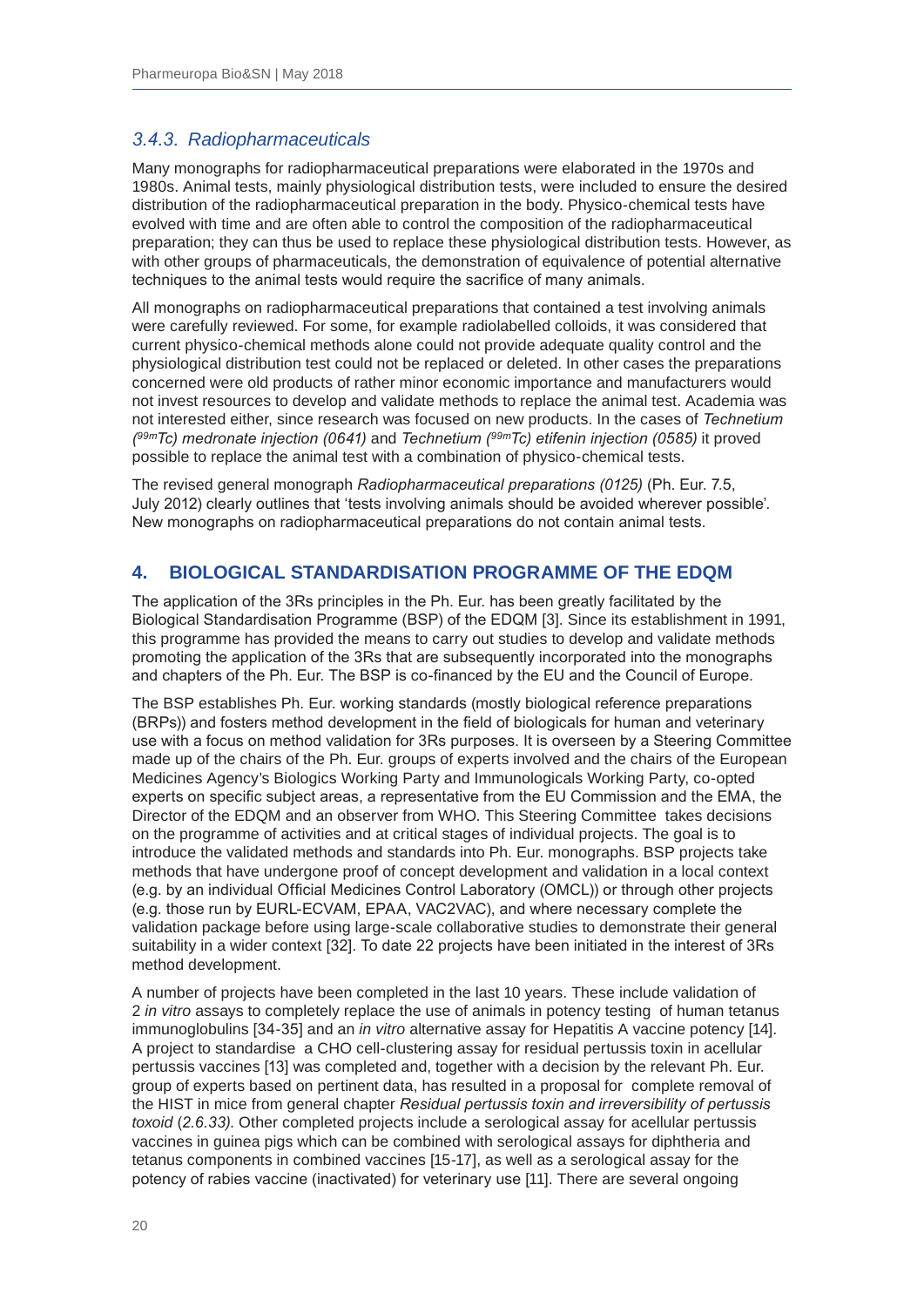### *3.4.3. Radiopharmaceuticals*

Many monographs for radiopharmaceutical preparations were elaborated in the 1970s and 1980s. Animal tests, mainly physiological distribution tests, were included to ensure the desired distribution of the radiopharmaceutical preparation in the body. Physico-chemical tests have evolved with time and are often able to control the composition of the radiopharmaceutical preparation; they can thus be used to replace these physiological distribution tests. However, as with other groups of pharmaceuticals, the demonstration of equivalence of potential alternative techniques to the animal tests would require the sacrifice of many animals.

All monographs on radiopharmaceutical preparations that contained a test involving animals were carefully reviewed. For some, for example radiolabelled colloids, it was considered that current physico-chemical methods alone could not provide adequate quality control and the physiological distribution test could not be replaced or deleted. In other cases the preparations concerned were old products of rather minor economic importance and manufacturers would not invest resources to develop and validate methods to replace the animal test. Academia was not interested either, since research was focused on new products. In the cases of *Technetium ($^{99m}$Tc) medronate injection (0641)* and *Technetium ($^{99m}$Tc) etifenin injection (0585)* it proved possible to replace the animal test with a combination of physico-chemical tests.

The revised general monograph *Radiopharmaceutical preparations (0125)* (Ph. Eur. 7.5, July 2012) clearly outlines that 'tests involving animals should be avoided wherever possible'. New monographs on radiopharmaceutical preparations do not contain animal tests.

## 4. BIOLOGICAL STANDARDISATION PROGRAMME OF THE EDQM

The application of the 3Rs principles in the Ph. Eur. has been greatly facilitated by the Biological Standardisation Programme (BSP) of the EDQM [3]. Since its establishment in 1991, this programme has provided the means to carry out studies to develop and validate methods promoting the application of the 3Rs that are subsequently incorporated into the monographs and chapters of the Ph. Eur. The BSP is co-financed by the EU and the Council of Europe.

The BSP establishes Ph. Eur. working standards (mostly biological reference preparations (BRPs)) and fosters method development in the field of biologicals for human and veterinary use with a focus on method validation for 3Rs purposes. It is overseen by a Steering Committee made up of the chairs of the Ph. Eur. groups of experts involved and the chairs of the European Medicines Agency's Biologics Working Party and Immunologicals Working Party, co-opted experts on specific subject areas, a representative from the EU Commission and the EMA, the Director of the EDQM and an observer from WHO. This Steering Committee takes decisions on the programme of activities and at critical stages of individual projects. The goal is to introduce the validated methods and standards into Ph. Eur. monographs. BSP projects take methods that have undergone proof of concept development and validation in a local context (e.g. by an individual Official Medicines Control Laboratory (OMCL)) or through other projects (e.g. those run by EURL-ECVAM, EPAA, VAC2VAC), and where necessary complete the validation package before using large-scale collaborative studies to demonstrate their general suitability in a wider context [32]. To date 22 projects have been initiated in the interest of 3Rs method development.

A number of projects have been completed in the last 10 years. These include validation of 2 *in vitro* assays to completely replace the use of animals in potency testing of human tetanus immunoglobulins [34-35] and an *in vitro* alternative assay for Hepatitis A vaccine potency [14]. A project to standardise a CHO cell-clustering assay for residual pertussis toxin in acellular pertussis vaccines [13] was completed and, together with a decision by the relevant Ph. Eur. group of experts based on pertinent data, has resulted in a proposal for complete removal of the HIST in mice from general chapter *Residual pertussis toxin and irreversibility of pertussis toxoid (2.6.33)*. Other completed projects include a serological assay for acellular pertussis vaccines in guinea pigs which can be combined with serological assays for diphtheria and tetanus components in combined vaccines [15-17], as well as a serological assay for the potency of rabies vaccine (inactivated) for veterinary use [11]. There are several ongoing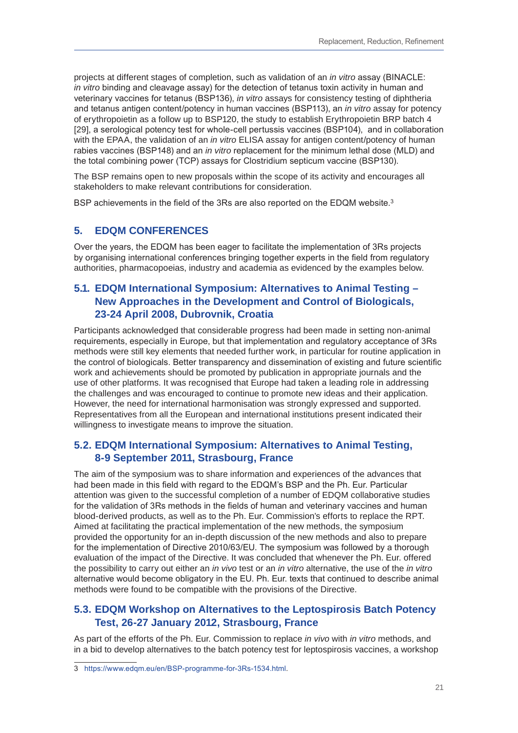projects at different stages of completion, such as validation of an *in vitro* assay (BINACLE: *in vitro* binding and cleavage assay) for the detection of tetanus toxin activity in human and veterinary vaccines for tetanus (BSP136), *in vitro* assays for consistency testing of diphtheria and tetanus antigen content/potency in human vaccines (BSP113), an *in vitro* assay for potency of erythropoietin as a follow up to BSP120, the study to establish Erythropoietin BRP batch 4 [29], a serological potency test for whole-cell pertussis vaccines (BSP104), and in collaboration with the EPAA, the validation of an *in vitro* ELISA assay for antigen content/potency of human rabies vaccines (BSP148) and an *in vitro* replacement for the minimum lethal dose (MLD) and the total combining power (TCP) assays for Clostridium septicum vaccine (BSP130).

The BSP remains open to new proposals within the scope of its activity and encourages all stakeholders to make relevant contributions for consideration.

BSP achievements in the field of the 3Rs are also reported on the EDQM website.[3]

## 5. EDQM CONFERENCES

Over the years, the EDQM has been eager to facilitate the implementation of 3Rs projects by organising international conferences bringing together experts in the field from regulatory authorities, pharmacopoeias, industry and academia as evidenced by the examples below.

### 5.1. EDQM International Symposium: Alternatives to Animal Testing – New Approaches in the Development and Control of Biologicals, 23-24 April 2008, Dubrovnik, Croatia

Participants acknowledged that considerable progress had been made in setting non-animal requirements, especially in Europe, but that implementation and regulatory acceptance of 3Rs methods were still key elements that needed further work, in particular for routine application in the control of biologicals. Better transparency and dissemination of existing and future scientific work and achievements should be promoted by publication in appropriate journals and the use of other platforms. It was recognised that Europe had taken a leading role in addressing the challenges and was encouraged to continue to promote new ideas and their application. However, the need for international harmonisation was strongly expressed and supported. Representatives from all the European and international institutions present indicated their willingness to investigate means to improve the situation.

### 5.2. EDQM International Symposium: Alternatives to Animal Testing, 8-9 September 2011, Strasbourg, France

The aim of the symposium was to share information and experiences of the advances that had been made in this field with regard to the EDQM's BSP and the Ph. Eur. Particular attention was given to the successful completion of a number of EDQM collaborative studies for the validation of 3Rs methods in the fields of human and veterinary vaccines and human blood-derived products, as well as to the Ph. Eur. Commission's efforts to replace the RPT. Aimed at facilitating the practical implementation of the new methods, the symposium provided the opportunity for an in-depth discussion of the new methods and also to prepare for the implementation of Directive 2010/63/EU. The symposium was followed by a thorough evaluation of the impact of the Directive. It was concluded that whenever the Ph. Eur. offered the possibility to carry out either an *in vivo* test or an *in vitro* alternative, the use of the *in vitro* alternative would become obligatory in the EU. Ph. Eur. texts that continued to describe animal methods were found to be compatible with the provisions of the Directive.

### 5.3. EDQM Workshop on Alternatives to the Leptospirosis Batch Potency Test, 26-27 January 2012, Strasbourg, France

As part of the efforts of the Ph. Eur. Commission to replace *in vivo* with *in vitro* methods, and in a bid to develop alternatives to the batch potency test for leptospirosis vaccines, a workshop

3 https://www.edqm.eu/en/BSP-programme-for-3Rs-1534.html.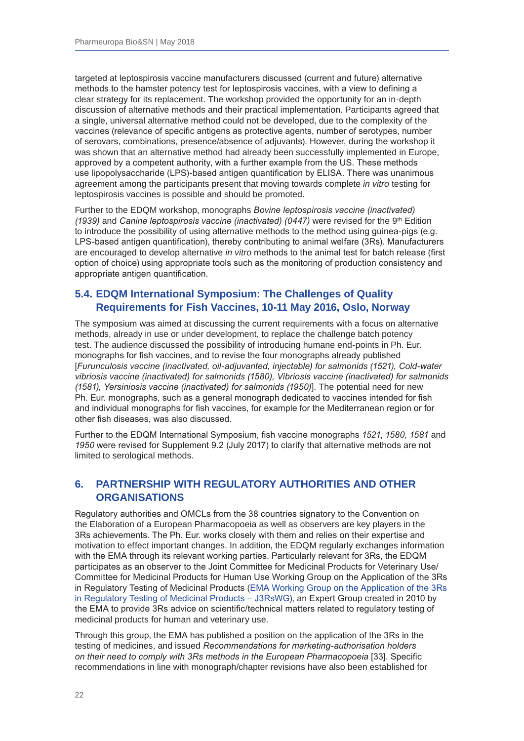targeted at leptospirosis vaccine manufacturers discussed (current and future) alternative methods to the hamster potency test for leptospirosis vaccines, with a view to defining a clear strategy for its replacement. The workshop provided the opportunity for an in-depth discussion of alternative methods and their practical implementation. Participants agreed that a single, universal alternative method could not be developed, due to the complexity of the vaccines (relevance of specific antigens as protective agents, number of serotypes, number of serovars, combinations, presence/absence of adjuvants). However, during the workshop it was shown that an alternative method had already been successfully implemented in Europe, approved by a competent authority, with a further example from the US. These methods use lipopolysaccharide (LPS)-based antigen quantification by ELISA. There was unanimous agreement among the participants present that moving towards complete *in vitro* testing for leptospirosis vaccines is possible and should be promoted.

Further to the EDQM workshop, monographs *Bovine leptospirosis vaccine (inactivated) (1939)* and *Canine leptospirosis vaccine (inactivated) (0447)* were revised for the 9th Edition to introduce the possibility of using alternative methods to the method using guinea-pigs (e.g. LPS-based antigen quantification), thereby contributing to animal welfare (3Rs). Manufacturers are encouraged to develop alternative *in vitro* methods to the animal test for batch release (first option of choice) using appropriate tools such as the monitoring of production consistency and appropriate antigen quantification.

### 5.4. EDQM International Symposium: The Challenges of Quality Requirements for Fish Vaccines, 10-11 May 2016, Oslo, Norway

The symposium was aimed at discussing the current requirements with a focus on alternative methods, already in use or under development, to replace the challenge batch potency test. The audience discussed the possibility of introducing humane end-points in Ph. Eur. monographs for fish vaccines, and to revise the four monographs already published [*Furunculosis vaccine (inactivated, oil-adjuvanted, injectable) for salmonids (1521), Cold-water vibriosis vaccine (inactivated) for salmonids (1580), Vibriosis vaccine (inactivated) for salmonids (1581), Yersiniosis vaccine (inactivated) for salmonids (1950)*]. The potential need for new Ph. Eur. monographs, such as a general monograph dedicated to vaccines intended for fish and individual monographs for fish vaccines, for example for the Mediterranean region or for other fish diseases, was also discussed.

Further to the EDQM International Symposium, fish vaccine monographs *1521*, *1580*, *1581* and *1950* were revised for Supplement 9.2 (July 2017) to clarify that alternative methods are not limited to serological methods.

## 6. PARTNERSHIP WITH REGULATORY AUTHORITIES AND OTHER ORGANISATIONS

Regulatory authorities and OMCLs from the 38 countries signatory to the Convention on the Elaboration of a European Pharmacopoeia as well as observers are key players in the 3Rs achievements. The Ph. Eur. works closely with them and relies on their expertise and motivation to effect important changes. In addition, the EDQM regularly exchanges information with the EMA through its relevant working parties. Particularly relevant for 3Rs, the EDQM participates as an observer to the Joint Committee for Medicinal Products for Veterinary Use/ Committee for Medicinal Products for Human Use Working Group on the Application of the 3Rs in Regulatory Testing of Medicinal Products (EMA Working Group on the Application of the 3Rs in Regulatory Testing of Medicinal Products – J3RsWG), an Expert Group created in 2010 by the EMA to provide 3Rs advice on scientific/technical matters related to regulatory testing of medicinal products for human and veterinary use.

Through this group, the EMA has published a position on the application of the 3Rs in the testing of medicines, and issued *Recommendations for marketing-authorisation holders on their need to comply with 3Rs methods in the European Pharmacopoeia* [33]. Specific recommendations in line with monograph/chapter revisions have also been established for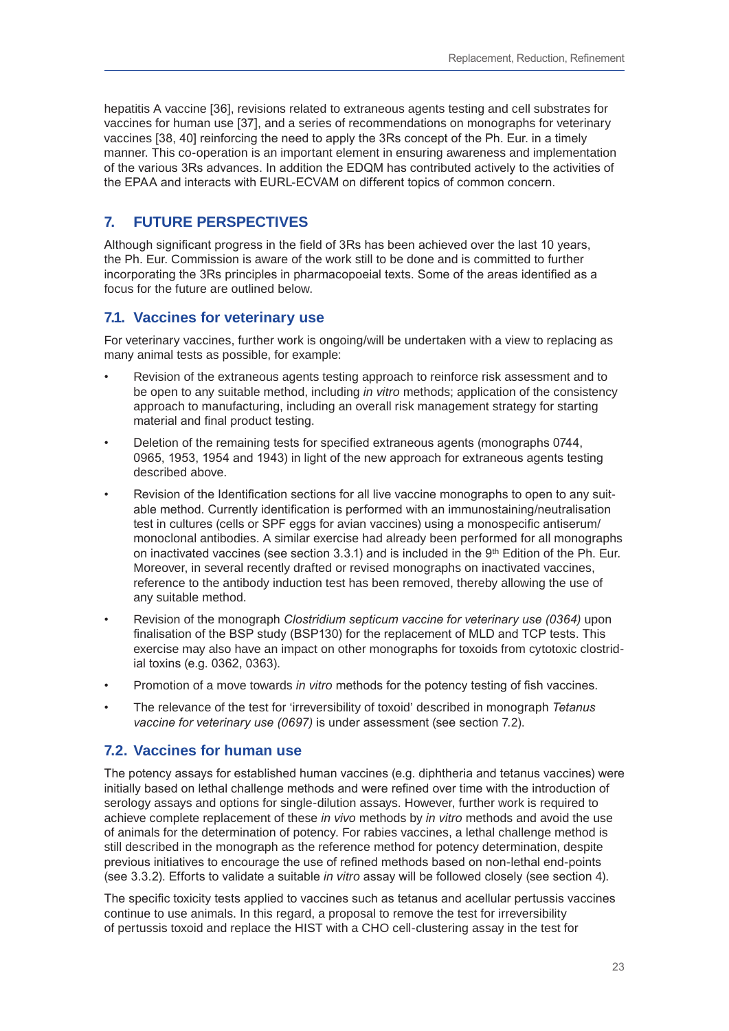hepatitis A vaccine [36], revisions related to extraneous agents testing and cell substrates for vaccines for human use [37], and a series of recommendations on monographs for veterinary vaccines [38, 40] reinforcing the need to apply the 3Rs concept of the Ph. Eur. in a timely manner. This co-operation is an important element in ensuring awareness and implementation of the various 3Rs advances. In addition the EDQM has contributed actively to the activities of the EPAA and interacts with EURL-ECVAM on different topics of common concern.

## 7. FUTURE PERSPECTIVES

Although significant progress in the field of 3Rs has been achieved over the last 10 years, the Ph. Eur. Commission is aware of the work still to be done and is committed to further incorporating the 3Rs principles in pharmacopoeial texts. Some of the areas identified as a focus for the future are outlined below.

### 7.1. Vaccines for veterinary use

For veterinary vaccines, further work is ongoing/will be undertaken with a view to replacing as many animal tests as possible, for example:

- Revision of the extraneous agents testing approach to reinforce risk assessment and to be open to any suitable method, including *in vitro* methods; application of the consistency approach to manufacturing, including an overall risk management strategy for starting material and final product testing.
- Deletion of the remaining tests for specified extraneous agents (monographs 0744, 0965, 1953, 1954 and 1943) in light of the new approach for extraneous agents testing described above.
- Revision of the Identification sections for all live vaccine monographs to open to any suitable method. Currently identification is performed with an immunostaining/neutralisation test in cultures (cells or SPF eggs for avian vaccines) using a monospecific antiserum/monoclonal antibodies. A similar exercise had already been performed for all monographs on inactivated vaccines (see section 3.3.1) and is included in the 9th Edition of the Ph. Eur. Moreover, in several recently drafted or revised monographs on inactivated vaccines, reference to the antibody induction test has been removed, thereby allowing the use of any suitable method.
- Revision of the monograph *Clostridium septicum vaccine for veterinary use (0364)* upon finalisation of the BSP study (BSP130) for the replacement of MLD and TCP tests. This exercise may also have an impact on other monographs for toxoids from cytotoxic clostridial toxins (e.g. 0362, 0363).
- Promotion of a move towards *in vitro* methods for the potency testing of fish vaccines.
- The relevance of the test for 'irreversibility of toxoid' described in monograph *Tetanus vaccine for veterinary use (0697)* is under assessment (see section 7.2).

### 7.2. Vaccines for human use

The potency assays for established human vaccines (e.g. diphtheria and tetanus vaccines) were initially based on lethal challenge methods and were refined over time with the introduction of serology assays and options for single-dilution assays. However, further work is required to achieve complete replacement of these *in vivo* methods by *in vitro* methods and avoid the use of animals for the determination of potency. For rabies vaccines, a lethal challenge method is still described in the monograph as the reference method for potency determination, despite previous initiatives to encourage the use of refined methods based on non-lethal end-points (see 3.3.2). Efforts to validate a suitable *in vitro* assay will be followed closely (see section 4).

The specific toxicity tests applied to vaccines such as tetanus and acellular pertussis vaccines continue to use animals. In this regard, a proposal to remove the test for irreversibility of pertussis toxoid and replace the HIST with a CHO cell-clustering assay in the test for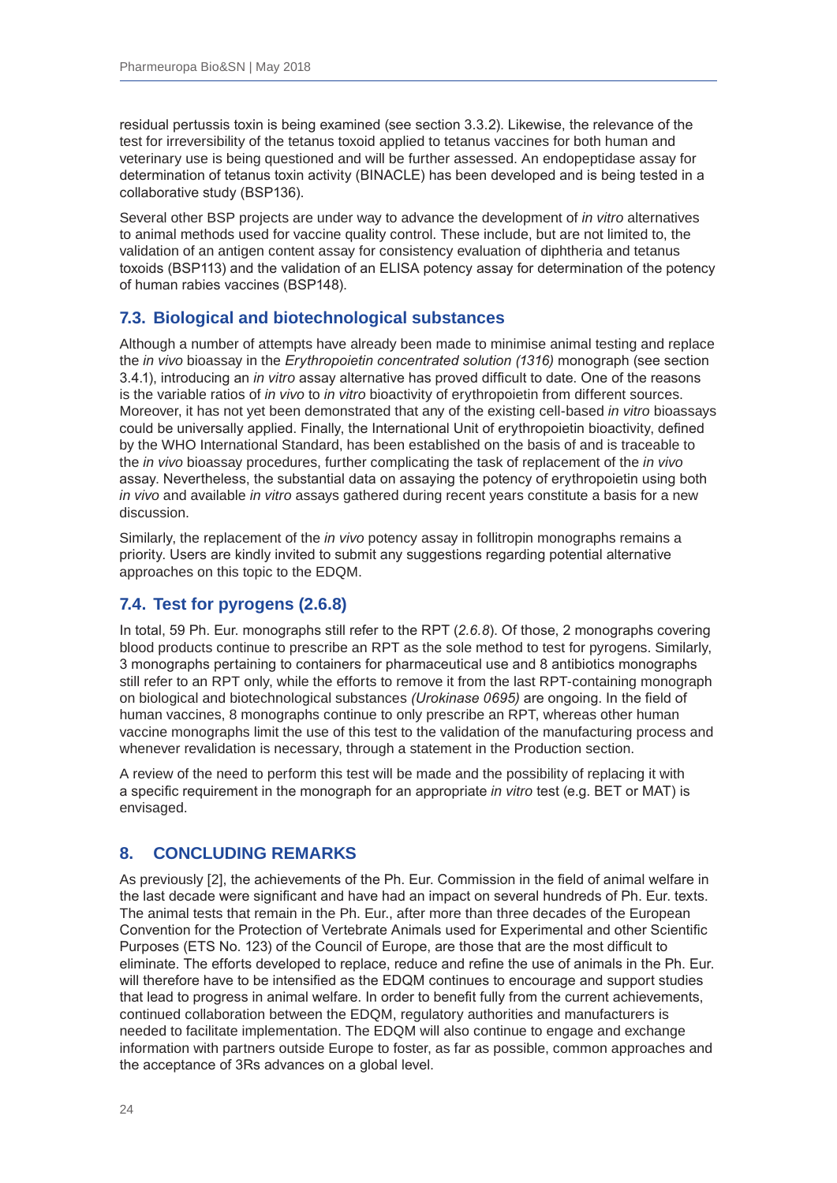residual pertussis toxin is being examined (see section 3.3.2). Likewise, the relevance of the test for irreversibility of the tetanus toxoid applied to tetanus vaccines for both human and veterinary use is being questioned and will be further assessed. An endopeptidase assay for determination of tetanus toxin activity (BINACLE) has been developed and is being tested in a collaborative study (BSP136).

Several other BSP projects are under way to advance the development of *in vitro* alternatives to animal methods used for vaccine quality control. These include, but are not limited to, the validation of an antigen content assay for consistency evaluation of diphtheria and tetanus toxoids (BSP113) and the validation of an ELISA potency assay for determination of the potency of human rabies vaccines (BSP148).

### 7.3. Biological and biotechnological substances

Although a number of attempts have already been made to minimise animal testing and replace the *in vivo* bioassay in the *Erythropoietin concentrated solution (1316)* monograph (see section 3.4.1), introducing an *in vitro* assay alternative has proved difficult to date. One of the reasons is the variable ratios of *in vivo* to *in vitro* bioactivity of erythropoietin from different sources. Moreover, it has not yet been demonstrated that any of the existing cell-based *in vitro* bioassays could be universally applied. Finally, the International Unit of erythropoietin bioactivity, defined by the WHO International Standard, has been established on the basis of and is traceable to the *in vivo* bioassay procedures, further complicating the task of replacement of the *in vivo* assay. Nevertheless, the substantial data on assaying the potency of erythropoietin using both *in vivo* and available *in vitro* assays gathered during recent years constitute a basis for a new discussion.

Similarly, the replacement of the *in vivo* potency assay in follitropin monographs remains a priority. Users are kindly invited to submit any suggestions regarding potential alternative approaches on this topic to the EDQM.

### 7.4. Test for pyrogens (2.6.8)

In total, 59 Ph. Eur. monographs still refer to the RPT (*2.6.8*). Of those, 2 monographs covering blood products continue to prescribe an RPT as the sole method to test for pyrogens. Similarly, 3 monographs pertaining to containers for pharmaceutical use and 8 antibiotics monographs still refer to an RPT only, while the efforts to remove it from the last RPT-containing monograph on biological and biotechnological substances *(Urokinase 0695)* are ongoing. In the field of human vaccines, 8 monographs continue to only prescribe an RPT, whereas other human vaccine monographs limit the use of this test to the validation of the manufacturing process and whenever revalidation is necessary, through a statement in the Production section.

A review of the need to perform this test will be made and the possibility of replacing it with a specific requirement in the monograph for an appropriate *in vitro* test (e.g. BET or MAT) is envisaged.

## 8. CONCLUDING REMARKS

As previously [2], the achievements of the Ph. Eur. Commission in the field of animal welfare in the last decade were significant and have had an impact on several hundreds of Ph. Eur. texts. The animal tests that remain in the Ph. Eur., after more than three decades of the European Convention for the Protection of Vertebrate Animals used for Experimental and other Scientific Purposes (ETS No. 123) of the Council of Europe, are those that are the most difficult to eliminate. The efforts developed to replace, reduce and refine the use of animals in the Ph. Eur. will therefore have to be intensified as the EDQM continues to encourage and support studies that lead to progress in animal welfare. In order to benefit fully from the current achievements, continued collaboration between the EDQM, regulatory authorities and manufacturers is needed to facilitate implementation. The EDQM will also continue to engage and exchange information with partners outside Europe to foster, as far as possible, common approaches and the acceptance of 3Rs advances on a global level.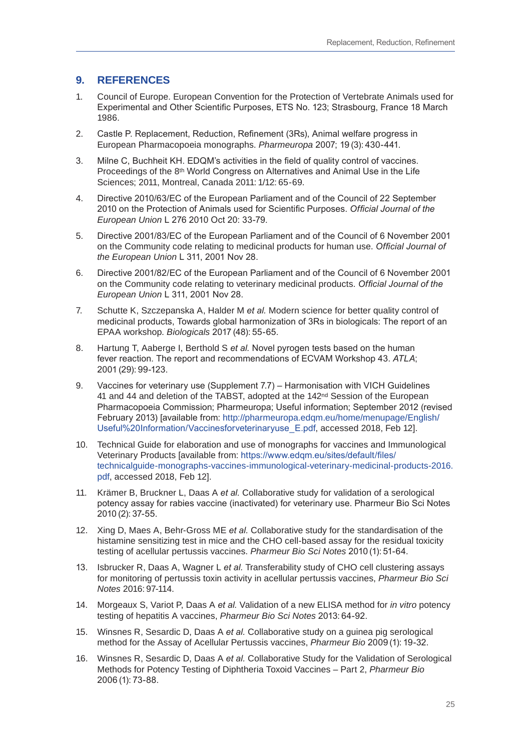## 9. REFERENCES

1. Council of Europe. European Convention for the Protection of Vertebrate Animals used for Experimental and Other Scientific Purposes, ETS No. 123; Strasbourg, France 18 March 1986.

2. Castle P. Replacement, Reduction, Refinement (3Rs), Animal welfare progress in European Pharmacopoeia monographs. *Pharmeuropa* 2007; 19 (3): 430-441.

3. Milne C, Buchheit KH. EDQM's activities in the field of quality control of vaccines. Proceedings of the 8th World Congress on Alternatives and Animal Use in the Life Sciences; 2011, Montreal, Canada 2011: 1/12: 65-69.

4. Directive 2010/63/EC of the European Parliament and of the Council of 22 September 2010 on the Protection of Animals used for Scientific Purposes. *Official Journal of the European Union* L 276 2010 Oct 20: 33-79.

5. Directive 2001/83/EC of the European Parliament and of the Council of 6 November 2001 on the Community code relating to medicinal products for human use. *Official Journal of the European Union* L 311, 2001 Nov 28.

6. Directive 2001/82/EC of the European Parliament and of the Council of 6 November 2001 on the Community code relating to veterinary medicinal products. *Official Journal of the European Union* L 311, 2001 Nov 28.

7. Schutte K, Szczepanska A, Halder M *et al.* Modern science for better quality control of medicinal products, Towards global harmonization of 3Rs in biologicals: The report of an EPAA workshop. *Biologicals* 2017 (48): 55-65.

8. Hartung T, Aaberge I, Berthold S *et al.* Novel pyrogen tests based on the human fever reaction. The report and recommendations of ECVAM Workshop 43. *ATLA*; 2001 (29): 99-123.

9. Vaccines for veterinary use (Supplement 7.7) – Harmonisation with VICH Guidelines 41 and 44 and deletion of the TABST, adopted at the 142nd Session of the European Pharmacopoeia Commission; Pharmeuropa; Useful information; September 2012 (revised February 2013) [available from: http://pharmeuropa.edqm.eu/home/menupage/English/Useful%20Information/Vaccinesforveterinaryuse_E.pdf, accessed 2018, Feb 12].

10. Technical Guide for elaboration and use of monographs for vaccines and Immunological Veterinary Products [available from: https://www.edqm.eu/sites/default/files/technicalguide-monographs-vaccines-immunological-veterinary-medicinal-products-2016.pdf, accessed 2018, Feb 12].

11. Krämer B, Bruckner L, Daas A *et al.* Collaborative study for validation of a serological potency assay for rabies vaccine (inactivated) for veterinary use. Pharmeur Bio Sci Notes 2010 (2): 37-55.

12. Xing D, Maes A, Behr-Gross ME *et al.* Collaborative study for the standardisation of the histamine sensitizing test in mice and the CHO cell-based assay for the residual toxicity testing of acellular pertussis vaccines. *Pharmeur Bio Sci Notes* 2010 (1): 51-64.

13. Isbrucker R, Daas A, Wagner L *et al.* Transferability study of CHO cell clustering assays for monitoring of pertussis toxin activity in acellular pertussis vaccines, *Pharmeur Bio Sci Notes* 2016: 97-114.

14. Morgeaux S, Variot P, Daas A *et al.* Validation of a new ELISA method for *in vitro* potency testing of hepatitis A vaccines, *Pharmeur Bio Sci Notes* 2013: 64-92.

15. Winsnes R, Sesardic D, Daas A *et al.* Collaborative study on a guinea pig serological method for the Assay of Acellular Pertussis vaccines, *Pharmeur Bio* 2009 (1): 19-32.

16. Winsnes R, Sesardic D, Daas A *et al.* Collaborative Study for the Validation of Serological Methods for Potency Testing of Diphtheria Toxoid Vaccines – Part 2, *Pharmeur Bio* 2006 (1): 73-88.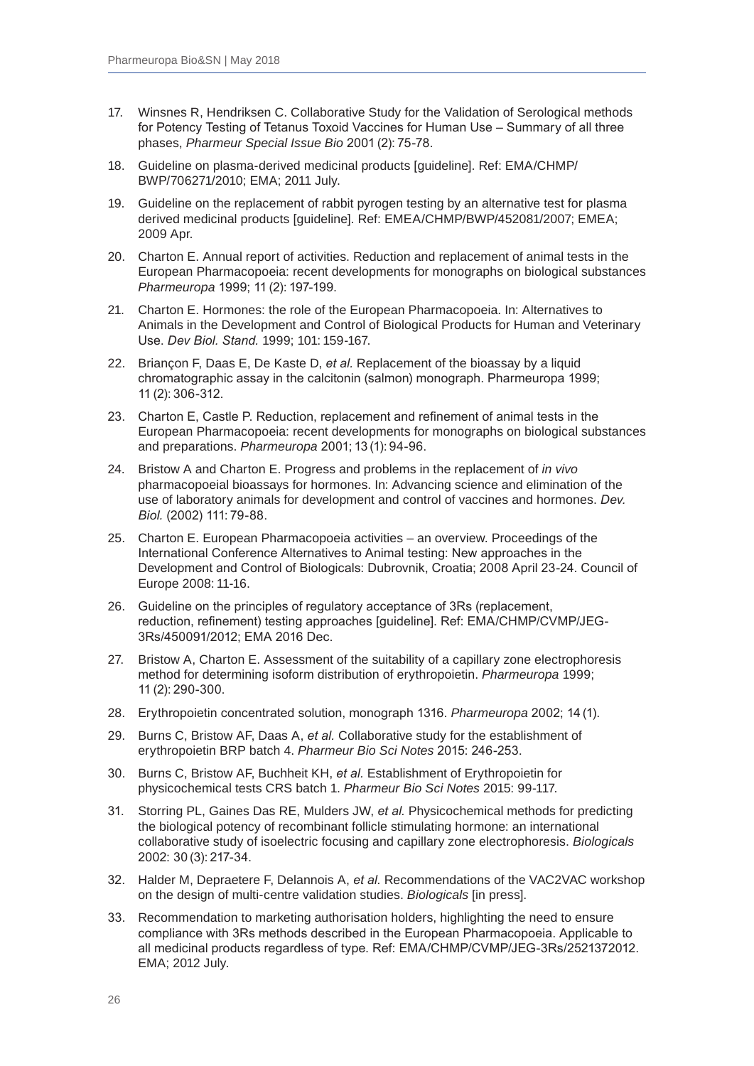17. Winsnes R, Hendriksen C. Collaborative Study for the Validation of Serological methods for Potency Testing of Tetanus Toxoid Vaccines for Human Use – Summary of all three phases, *Pharmeur Special Issue Bio* 2001 (2): 75-78.

18. Guideline on plasma-derived medicinal products [guideline]. Ref: EMA/CHMP/BWP/706271/2010; EMA; 2011 July.

19. Guideline on the replacement of rabbit pyrogen testing by an alternative test for plasma derived medicinal products [guideline]. Ref: EMEA/CHMP/BWP/452081/2007; EMEA; 2009 Apr.

20. Charton E. Annual report of activities. Reduction and replacement of animal tests in the European Pharmacopoeia: recent developments for monographs on biological substances *Pharmeuropa* 1999; 11 (2): 197-199.

21. Charton E. Hormones: the role of the European Pharmacopoeia. In: Alternatives to Animals in the Development and Control of Biological Products for Human and Veterinary Use. *Dev Biol. Stand.* 1999; 101: 159-167.

22. Briançon F, Daas E, De Kaste D, *et al.* Replacement of the bioassay by a liquid chromatographic assay in the calcitonin (salmon) monograph. Pharmeuropa 1999; 11 (2): 306-312.

23. Charton E, Castle P. Reduction, replacement and refinement of animal tests in the European Pharmacopoeia: recent developments for monographs on biological substances and preparations. *Pharmeuropa* 2001; 13 (1): 94-96.

24. Bristow A and Charton E. Progress and problems in the replacement of *in vivo* pharmacopoeial bioassays for hormones. In: Advancing science and elimination of the use of laboratory animals for development and control of vaccines and hormones. *Dev. Biol.* (2002) 111: 79-88.

25. Charton E. European Pharmacopoeia activities – an overview. Proceedings of the International Conference Alternatives to Animal testing: New approaches in the Development and Control of Biologicals: Dubrovnik, Croatia; 2008 April 23-24. Council of Europe 2008: 11-16.

26. Guideline on the principles of regulatory acceptance of 3Rs (replacement, reduction, refinement) testing approaches [guideline]. Ref: EMA/CHMP/CVMP/JEG-3Rs/450091/2012; EMA 2016 Dec.

27. Bristow A, Charton E. Assessment of the suitability of a capillary zone electrophoresis method for determining isoform distribution of erythropoietin. *Pharmeuropa* 1999; 11 (2): 290-300.

28. Erythropoietin concentrated solution, monograph 1316. *Pharmeuropa* 2002; 14 (1).

29. Burns C, Bristow AF, Daas A, *et al.* Collaborative study for the establishment of erythropoietin BRP batch 4. *Pharmeur Bio Sci Notes* 2015: 246-253.

30. Burns C, Bristow AF, Buchheit KH, *et al.* Establishment of Erythropoietin for physicochemical tests CRS batch 1. *Pharmeur Bio Sci Notes* 2015: 99-117.

31. Storring PL, Gaines Das RE, Mulders JW, *et al.* Physicochemical methods for predicting the biological potency of recombinant follicle stimulating hormone: an international collaborative study of isoelectric focusing and capillary zone electrophoresis. *Biologicals* 2002: 30 (3): 217-34.

32. Halder M, Depraetere F, Delannois A, *et al.* Recommendations of the VAC2VAC workshop on the design of multi-centre validation studies. *Biologicals* [in press].

33. Recommendation to marketing authorisation holders, highlighting the need to ensure compliance with 3Rs methods described in the European Pharmacopoeia. Applicable to all medicinal products regardless of type. Ref: EMA/CHMP/CVMP/JEG-3Rs/2521372012. EMA; 2012 July.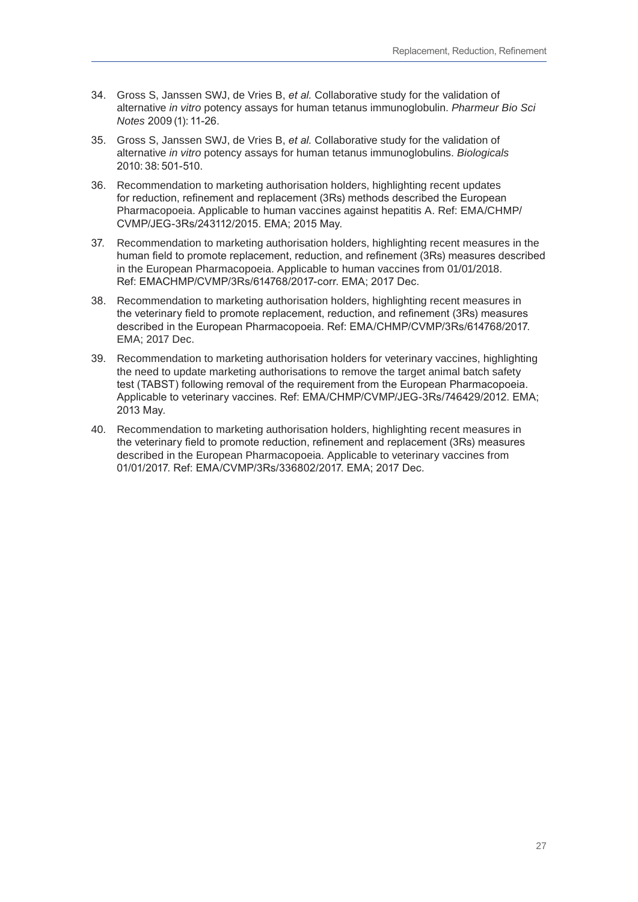34. Gross S, Janssen SWJ, de Vries B, *et al.* Collaborative study for the validation of alternative *in vitro* potency assays for human tetanus immunoglobulin. *Pharmeur Bio Sci Notes* 2009 (1): 11-26.

35. Gross S, Janssen SWJ, de Vries B, *et al.* Collaborative study for the validation of alternative *in vitro* potency assays for human tetanus immunoglobulins. *Biologicals* 2010: 38: 501-510.

36. Recommendation to marketing authorisation holders, highlighting recent updates for reduction, refinement and replacement (3Rs) methods described the European Pharmacopoeia. Applicable to human vaccines against hepatitis A. Ref: EMA/CHMP/CVMP/JEG-3Rs/243112/2015. EMA; 2015 May.

37. Recommendation to marketing authorisation holders, highlighting recent measures in the human field to promote replacement, reduction, and refinement (3Rs) measures described in the European Pharmacopoeia. Applicable to human vaccines from 01/01/2018. Ref: EMACHMP/CVMP/3Rs/614768/2017-corr. EMA; 2017 Dec.

38. Recommendation to marketing authorisation holders, highlighting recent measures in the veterinary field to promote replacement, reduction, and refinement (3Rs) measures described in the European Pharmacopoeia. Ref: EMA/CHMP/CVMP/3Rs/614768/2017. EMA; 2017 Dec.

39. Recommendation to marketing authorisation holders for veterinary vaccines, highlighting the need to update marketing authorisations to remove the target animal batch safety test (TABST) following removal of the requirement from the European Pharmacopoeia. Applicable to veterinary vaccines. Ref: EMA/CHMP/CVMP/JEG-3Rs/746429/2012. EMA; 2013 May.

40. Recommendation to marketing authorisation holders, highlighting recent measures in the veterinary field to promote reduction, refinement and replacement (3Rs) measures described in the European Pharmacopoeia. Applicable to veterinary vaccines from 01/01/2017. Ref: EMA/CVMP/3Rs/336802/2017. EMA; 2017 Dec.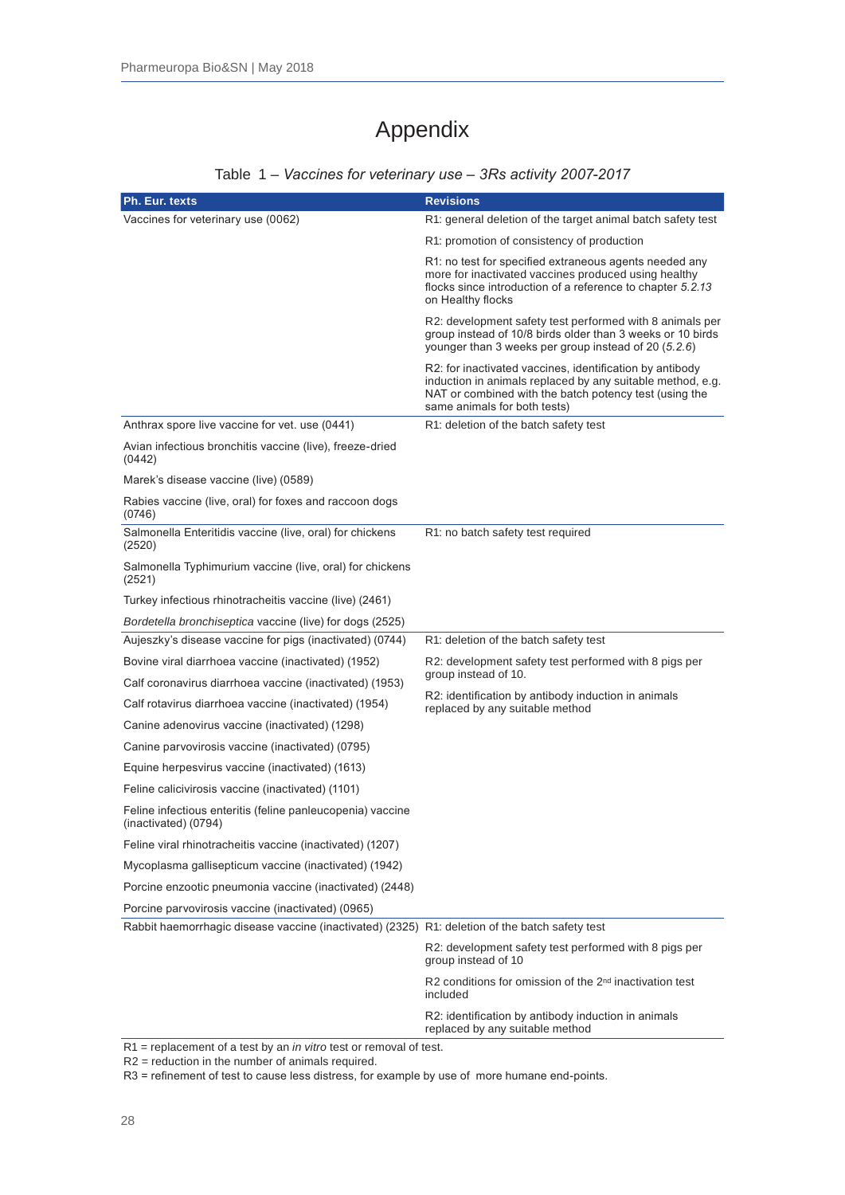# Appendix

Table 1 – *Vaccines for veterinary use – 3Rs activity 2007-2017*

| Ph. Eur. texts | Revisions |
|---|---|
| Vaccines for veterinary use (0062) | R1: general deletion of the target animal batch safety test |
| | R1: promotion of consistency of production |
| | R1: no test for specified extraneous agents needed any more for inactivated vaccines produced using healthy flocks since introduction of a reference to chapter *5.2.13* on Healthy flocks |
| | R2: development safety test performed with 8 animals per group instead of 10/8 birds older than 3 weeks or 10 birds younger than 3 weeks per group instead of 20 (*5.2.6*) |
| | R2: for inactivated vaccines, identification by antibody induction in animals replaced by any suitable method, e.g. NAT or combined with the batch potency test (using the same animals for both tests) |
| Anthrax spore live vaccine for vet. use (0441) | R1: deletion of the batch safety test |
| Avian infectious bronchitis vaccine (live), freeze-dried (0442) | |
| Marek's disease vaccine (live) (0589) | |
| Rabies vaccine (live, oral) for foxes and raccoon dogs (0746) | |
| Salmonella Enteritidis vaccine (live, oral) for chickens (2520) | R1: no batch safety test required |
| Salmonella Typhimurium vaccine (live, oral) for chickens (2521) | |
| Turkey infectious rhinotracheitis vaccine (live) (2461) | |
| *Bordetella bronchiseptica* vaccine (live) for dogs (2525) | |
| Aujeszky's disease vaccine for pigs (inactivated) (0744) | R1: deletion of the batch safety test |
| Bovine viral diarrhoea vaccine (inactivated) (1952) | R2: development safety test performed with 8 pigs per group instead of 10. |
| Calf coronavirus diarrhoea vaccine (inactivated) (1953) | R2: identification by antibody induction in animals replaced by any suitable method |
| Calf rotavirus diarrhoea vaccine (inactivated) (1954) | |
| Canine adenovirus vaccine (inactivated) (1298) | |
| Canine parvovirosis vaccine (inactivated) (0795) | |
| Equine herpesvirus vaccine (inactivated) (1613) | |
| Feline calicivirosis vaccine (inactivated) (1101) | |
| Feline infectious enteritis (feline panleucopenia) vaccine (inactivated) (0794) | |
| Feline viral rhinotracheitis vaccine (inactivated) (1207) | |
| Mycoplasma gallisepticum vaccine (inactivated) (1942) | |
| Porcine enzootic pneumonia vaccine (inactivated) (2448) | |
| Porcine parvovirosis vaccine (inactivated) (0965) | |
| Rabbit haemorrhagic disease vaccine (inactivated) (2325) | R1: deletion of the batch safety test |
| | R2: development safety test performed with 8 pigs per group instead of 10 |
| | R2 conditions for omission of the 2nd inactivation test included |
| | R2: identification by antibody induction in animals replaced by any suitable method |

R1 = replacement of a test by an *in vitro* test or removal of test.
R2 = reduction in the number of animals required.
R3 = refinement of test to cause less distress, for example by use of more humane end-points.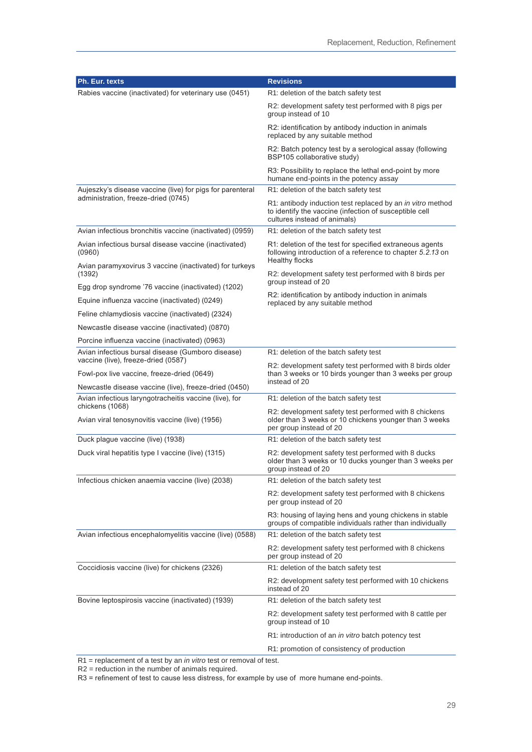| Ph. Eur. texts | Revisions |
|---|---|
| Rabies vaccine (inactivated) for veterinary use (0451) | R1: deletion of the batch safety test<br>R2: development safety test performed with 8 pigs per group instead of 10<br>R2: identification by antibody induction in animals replaced by any suitable method<br>R2: Batch potency test by a serological assay (following BSP105 collaborative study)<br>R3: Possibility to replace the lethal end-point by more humane end-points in the potency assay |
| Aujeszky's disease vaccine (live) for pigs for parenteral administration, freeze-dried (0745) | R1: deletion of the batch safety test<br>R1: antibody induction test replaced by an *in vitro* method to identify the vaccine (infection of susceptible cell cultures instead of animals) |
| Avian infectious bronchitis vaccine (inactivated) (0959)<br>Avian infectious bursal disease vaccine (inactivated) (0960)<br>Avian paramyxovirus 3 vaccine (inactivated) for turkeys (1392)<br>Egg drop syndrome '76 vaccine (inactivated) (1202)<br>Equine influenza vaccine (inactivated) (0249)<br>Feline chlamydiosis vaccine (inactivated) (2324)<br>Newcastle disease vaccine (inactivated) (0870)<br>Porcine influenza vaccine (inactivated) (0963) | R1: deletion of the batch safety test<br>R1: deletion of the test for specified extraneous agents following introduction of a reference to chapter *5.2.13* on Healthy flocks<br>R2: development safety test performed with 8 birds per group instead of 20<br>R2: identification by antibody induction in animals replaced by any suitable method |
| Avian infectious bursal disease (Gumboro disease) vaccine (live), freeze-dried (0587)<br>Fowl-pox live vaccine, freeze-dried (0649)<br>Newcastle disease vaccine (live), freeze-dried (0450) | R1: deletion of the batch safety test<br>R2: development safety test performed with 8 birds older than 3 weeks or 10 birds younger than 3 weeks per group instead of 20 |
| Avian infectious laryngotracheitis vaccine (live), for chickens (1068)<br>Avian viral tenosynovitis vaccine (live) (1956) | R1: deletion of the batch safety test<br>R2: development safety test performed with 8 chickens older than 3 weeks or 10 chickens younger than 3 weeks per group instead of 20 |
| Duck plague vaccine (live) (1938)<br>Duck viral hepatitis type I vaccine (live) (1315) | R1: deletion of the batch safety test<br>R2: development safety test performed with 8 ducks older than 3 weeks or 10 ducks younger than 3 weeks per group instead of 20 |
| Infectious chicken anaemia vaccine (live) (2038) | R1: deletion of the batch safety test<br>R2: development safety test performed with 8 chickens per group instead of 20<br>R3: housing of laying hens and young chickens in stable groups of compatible individuals rather than individually |
| Avian infectious encephalomyelitis vaccine (live) (0588) | R1: deletion of the batch safety test<br>R2: development safety test performed with 8 chickens per group instead of 20 |
| Coccidiosis vaccine (live) for chickens (2326) | R1: deletion of the batch safety test<br>R2: development safety test performed with 10 chickens instead of 20 |
| Bovine leptospirosis vaccine (inactivated) (1939) | R1: deletion of the batch safety test<br>R2: development safety test performed with 8 cattle per group instead of 10<br>R1: introduction of an *in vitro* batch potency test<br>R1: promotion of consistency of production |

R1 = replacement of a test by an *in vitro* test or removal of test.
R2 = reduction in the number of animals required.
R3 = refinement of test to cause less distress, for example by use of more humane end-points.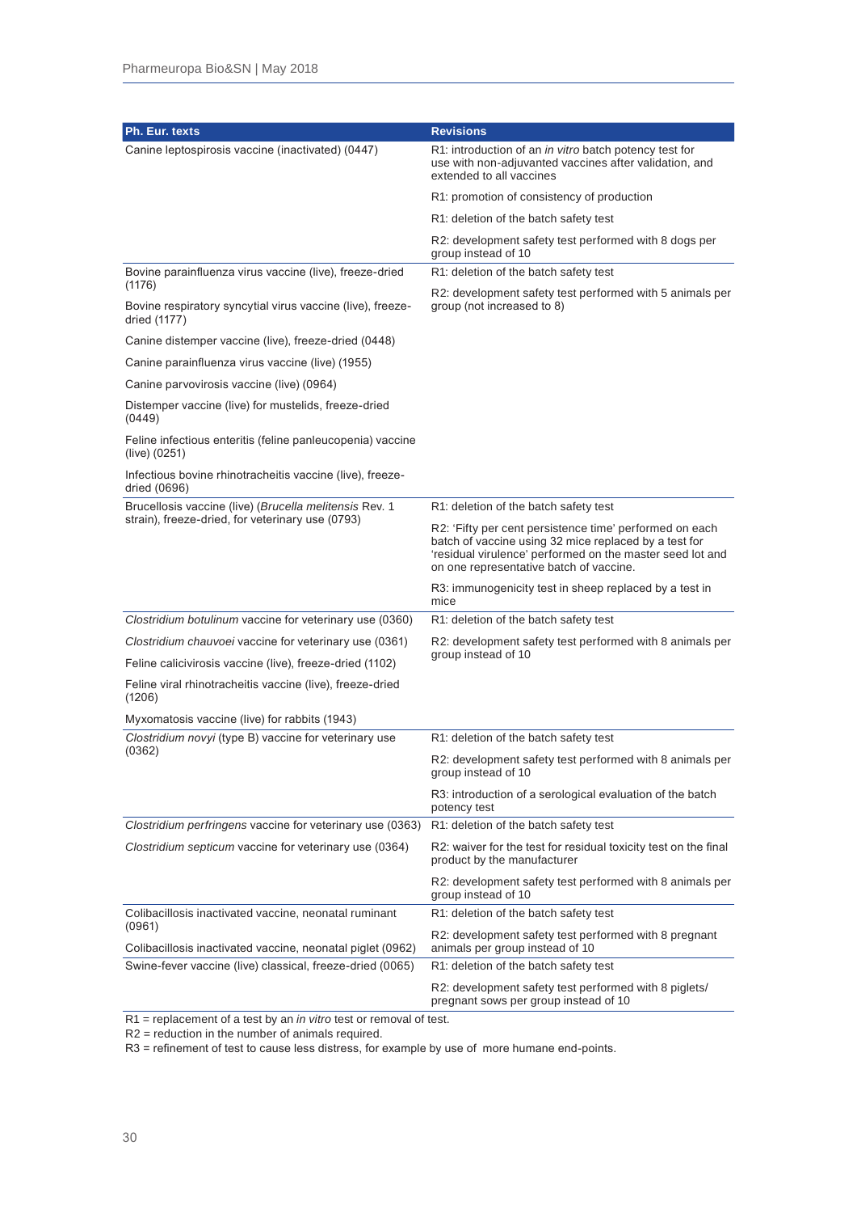| Ph. Eur. texts | Revisions |
|---|---|
| Canine leptospirosis vaccine (inactivated) (0447) | R1: introduction of an *in vitro* batch potency test for use with non-adjuvanted vaccines after validation, and extended to all vaccines |
| | R1: promotion of consistency of production |
| | R1: deletion of the batch safety test |
| | R2: development safety test performed with 8 dogs per group instead of 10 |
| Bovine parainfluenza virus vaccine (live), freeze-dried (1176) | R1: deletion of the batch safety test |
| Bovine respiratory syncytial virus vaccine (live), freeze-dried (1177) | R2: development safety test performed with 5 animals per group (not increased to 8) |
| Canine distemper vaccine (live), freeze-dried (0448) | |
| Canine parainfluenza virus vaccine (live) (1955) | |
| Canine parvovirosis vaccine (live) (0964) | |
| Distemper vaccine (live) for mustelids, freeze-dried (0449) | |
| Feline infectious enteritis (feline panleucopenia) vaccine (live) (0251) | |
| Infectious bovine rhinotracheitis vaccine (live), freeze-dried (0696) | |
| Brucellosis vaccine (live) (*Brucella melitensis* Rev. 1 strain), freeze-dried, for veterinary use (0793) | R1: deletion of the batch safety test |
| | R2: 'Fifty per cent persistence time' performed on each batch of vaccine using 32 mice replaced by a test for 'residual virulence' performed on the master seed lot and on one representative batch of vaccine. |
| | R3: immunogenicity test in sheep replaced by a test in mice |
| *Clostridium botulinum* vaccine for veterinary use (0360) | R1: deletion of the batch safety test |
| *Clostridium chauvoei* vaccine for veterinary use (0361) | R2: development safety test performed with 8 animals per group instead of 10 |
| Feline calicivirosis vaccine (live), freeze-dried (1102) | |
| Feline viral rhinotracheitis vaccine (live), freeze-dried (1206) | |
| Myxomatosis vaccine (live) for rabbits (1943) | |
| *Clostridium novyi* (type B) vaccine for veterinary use (0362) | R1: deletion of the batch safety test |
| | R2: development safety test performed with 8 animals per group instead of 10 |
| | R3: introduction of a serological evaluation of the batch potency test |
| *Clostridium perfringens* vaccine for veterinary use (0363) | R1: deletion of the batch safety test |
| *Clostridium septicum* vaccine for veterinary use (0364) | R2: waiver for the test for residual toxicity test on the final product by the manufacturer |
| | R2: development safety test performed with 8 animals per group instead of 10 |
| Colibacillosis inactivated vaccine, neonatal ruminant (0961) | R1: deletion of the batch safety test |
| Colibacillosis inactivated vaccine, neonatal piglet (0962) | R2: development safety test performed with 8 pregnant animals per group instead of 10 |
| Swine-fever vaccine (live) classical, freeze-dried (0065) | R1: deletion of the batch safety test |
| | R2: development safety test performed with 8 piglets/ pregnant sows per group instead of 10 |

R1 = replacement of a test by an *in vitro* test or removal of test.
R2 = reduction in the number of animals required.
R3 = refinement of test to cause less distress, for example by use of more humane end-points.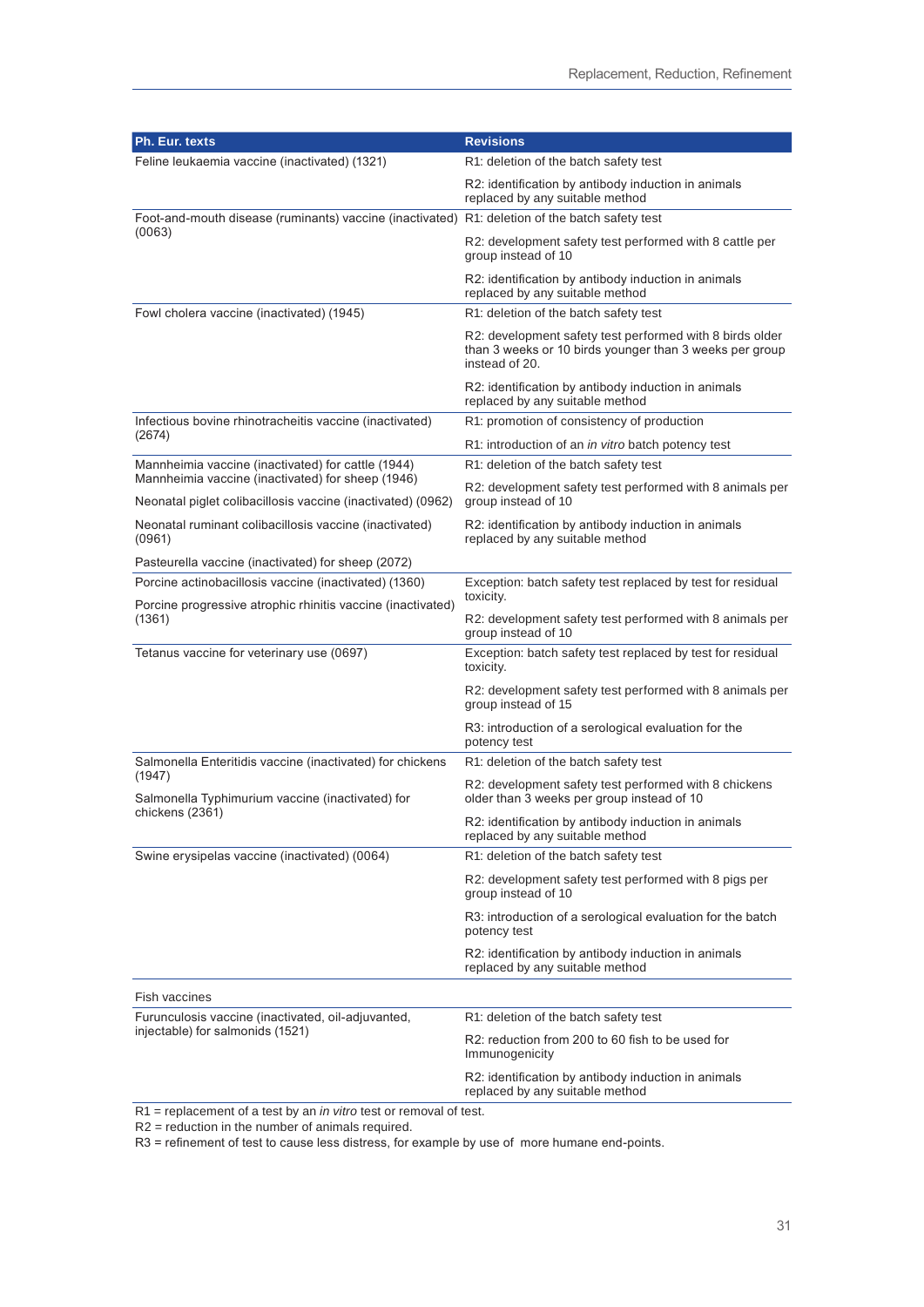| Ph. Eur. texts | Revisions |
|---|---|
| Feline leukaemia vaccine (inactivated) (1321) | R1: deletion of the batch safety test |
| | R2: identification by antibody induction in animals replaced by any suitable method |
| Foot-and-mouth disease (ruminants) vaccine (inactivated) (0063) | R1: deletion of the batch safety test |
| | R2: development safety test performed with 8 cattle per group instead of 10 |
| | R2: identification by antibody induction in animals replaced by any suitable method |
| Fowl cholera vaccine (inactivated) (1945) | R1: deletion of the batch safety test |
| | R2: development safety test performed with 8 birds older than 3 weeks or 10 birds younger than 3 weeks per group instead of 20. |
| | R2: identification by antibody induction in animals replaced by any suitable method |
| Infectious bovine rhinotracheitis vaccine (inactivated) (2674) | R1: promotion of consistency of production |
| | R1: introduction of an *in vitro* batch potency test |
| Mannheimia vaccine (inactivated) for cattle (1944)<br>Mannheimia vaccine (inactivated) for sheep (1946) | R1: deletion of the batch safety test |
| Neonatal piglet colibacillosis vaccine (inactivated) (0962) | R2: development safety test performed with 8 animals per group instead of 10 |
| Neonatal ruminant colibacillosis vaccine (inactivated) (0961) | R2: identification by antibody induction in animals replaced by any suitable method |
| Pasteurella vaccine (inactivated) for sheep (2072) | |
| Porcine actinobacillosis vaccine (inactivated) (1360) | Exception: batch safety test replaced by test for residual toxicity. |
| Porcine progressive atrophic rhinitis vaccine (inactivated) (1361) | R2: development safety test performed with 8 animals per group instead of 10 |
| Tetanus vaccine for veterinary use (0697) | Exception: batch safety test replaced by test for residual toxicity. |
| | R2: development safety test performed with 8 animals per group instead of 15 |
| | R3: introduction of a serological evaluation for the potency test |
| Salmonella Enteritidis vaccine (inactivated) for chickens (1947) | R1: deletion of the batch safety test |
| Salmonella Typhimurium vaccine (inactivated) for chickens (2361) | R2: development safety test performed with 8 chickens older than 3 weeks per group instead of 10 |
| | R2: identification by antibody induction in animals replaced by any suitable method |
| Swine erysipelas vaccine (inactivated) (0064) | R1: deletion of the batch safety test |
| | R2: development safety test performed with 8 pigs per group instead of 10 |
| | R3: introduction of a serological evaluation for the batch potency test |
| | R2: identification by antibody induction in animals replaced by any suitable method |
| Fish vaccines | |
| Furunculosis vaccine (inactivated, oil-adjuvanted, injectable) for salmonids (1521) | R1: deletion of the batch safety test |
| | R2: reduction from 200 to 60 fish to be used for Immunogenicity |
| | R2: identification by antibody induction in animals replaced by any suitable method |

R1 = replacement of a test by an *in vitro* test or removal of test.
R2 = reduction in the number of animals required.
R3 = refinement of test to cause less distress, for example by use of more humane end-points.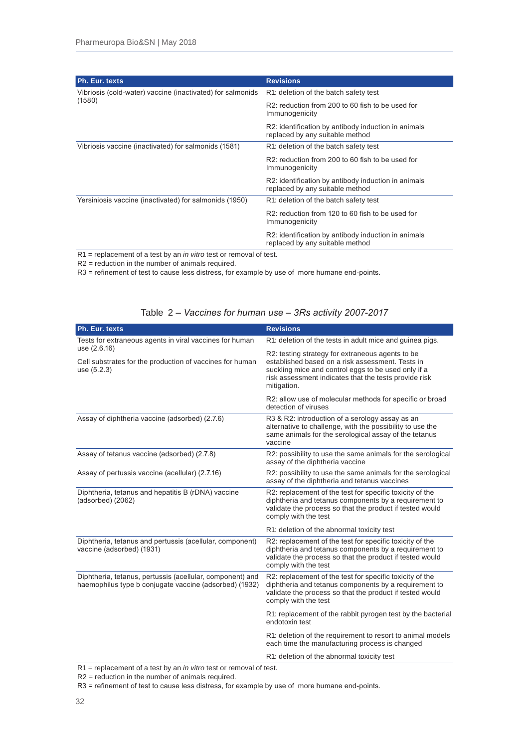| Ph. Eur. texts | Revisions |
|---|---|
| Vibriosis (cold-water) vaccine (inactivated) for salmonids (1580) | R1: deletion of the batch safety test |
| | R2: reduction from 200 to 60 fish to be used for Immunogenicity |
| | R2: identification by antibody induction in animals replaced by any suitable method |
| Vibriosis vaccine (inactivated) for salmonids (1581) | R1: deletion of the batch safety test |
| | R2: reduction from 200 to 60 fish to be used for Immunogenicity |
| | R2: identification by antibody induction in animals replaced by any suitable method |
| Yersiniosis vaccine (inactivated) for salmonids (1950) | R1: deletion of the batch safety test |
| | R2: reduction from 120 to 60 fish to be used for Immunogenicity |
| | R2: identification by antibody induction in animals replaced by any suitable method |

R1 = replacement of a test by an *in vitro* test or removal of test.
R2 = reduction in the number of animals required.
R3 = refinement of test to cause less distress, for example by use of more humane end-points.

Table 2 – *Vaccines for human use – 3Rs activity 2007-2017*

| Ph. Eur. texts | Revisions |
|---|---|
| Tests for extraneous agents in viral vaccines for human use (2.6.16) | R1: deletion of the tests in adult mice and guinea pigs. |
| Cell substrates for the production of vaccines for human use (5.2.3) | R2: testing strategy for extraneous agents to be established based on a risk assessment. Tests in suckling mice and control eggs to be used only if a risk assessment indicates that the tests provide risk mitigation. |
| | R2: allow use of molecular methods for specific or broad detection of viruses |
| Assay of diphtheria vaccine (adsorbed) (2.7.6) | R3 & R2: introduction of a serology assay as an alternative to challenge, with the possibility to use the same animals for the serological assay of the tetanus vaccine |
| Assay of tetanus vaccine (adsorbed) (2.7.8) | R2: possibility to use the same animals for the serological assay of the diphtheria vaccine |
| Assay of pertussis vaccine (acellular) (2.7.16) | R2: possibility to use the same animals for the serological assay of the diphtheria and tetanus vaccines |
| Diphtheria, tetanus and hepatitis B (rDNA) vaccine (adsorbed) (2062) | R2: replacement of the test for specific toxicity of the diphtheria and tetanus components by a requirement to validate the process so that the product if tested would comply with the test |
| | R1: deletion of the abnormal toxicity test |
| Diphtheria, tetanus and pertussis (acellular, component) vaccine (adsorbed) (1931) | R2: replacement of the test for specific toxicity of the diphtheria and tetanus components by a requirement to validate the process so that the product if tested would comply with the test |
| Diphtheria, tetanus, pertussis (acellular, component) and haemophilus type b conjugate vaccine (adsorbed) (1932) | R2: replacement of the test for specific toxicity of the diphtheria and tetanus components by a requirement to validate the process so that the product if tested would comply with the test |
| | R1: replacement of the rabbit pyrogen test by the bacterial endotoxin test |
| | R1: deletion of the requirement to resort to animal models each time the manufacturing process is changed |
| | R1: deletion of the abnormal toxicity test |

R1 = replacement of a test by an *in vitro* test or removal of test.
R2 = reduction in the number of animals required.
R3 = refinement of test to cause less distress, for example by use of more humane end-points.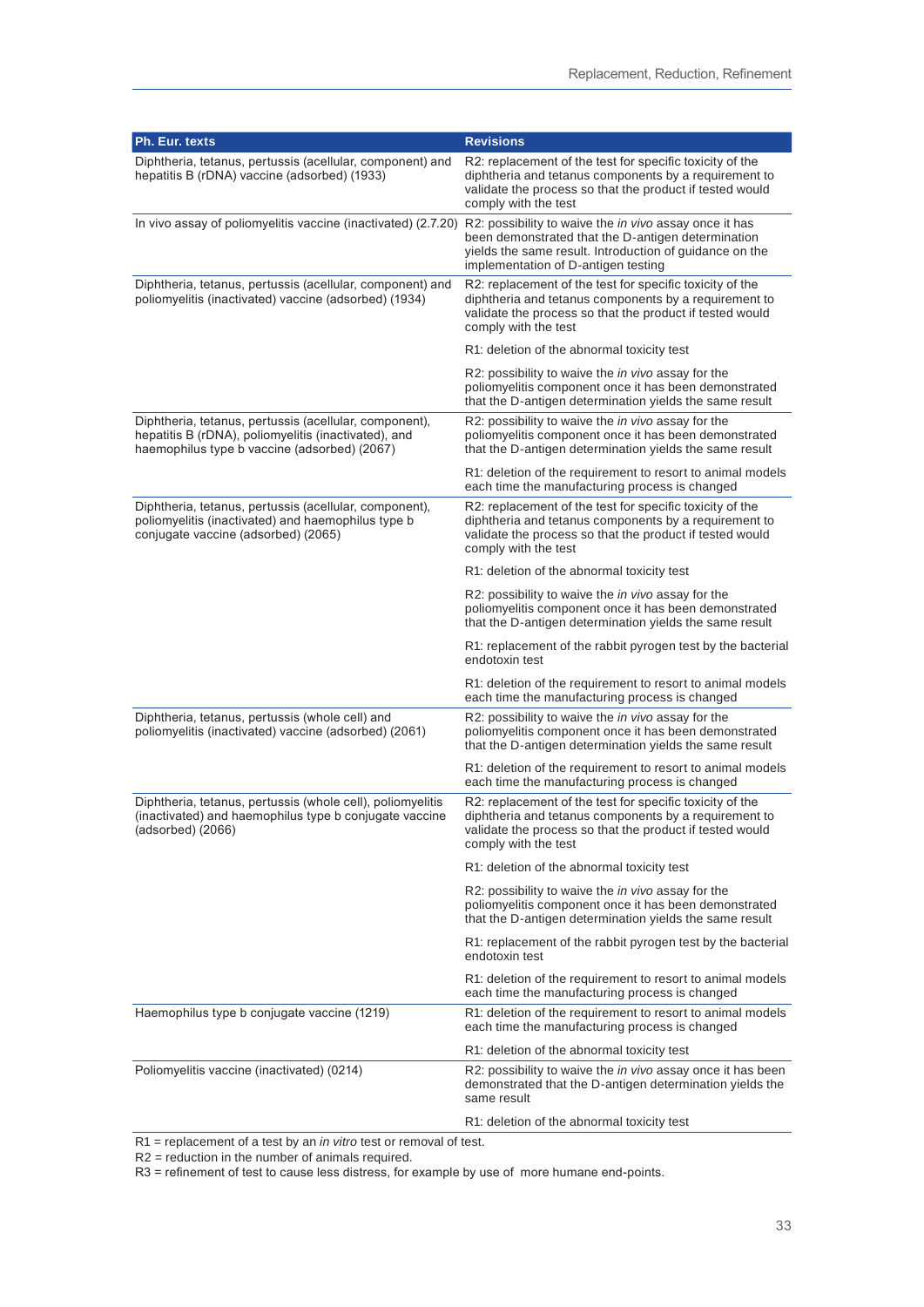| Ph. Eur. texts | Revisions |
|---|---|
| Diphtheria, tetanus, pertussis (acellular, component) and hepatitis B (rDNA) vaccine (adsorbed) (1933) | R2: replacement of the test for specific toxicity of the diphtheria and tetanus components by a requirement to validate the process so that the product if tested would comply with the test |
| In vivo assay of poliomyelitis vaccine (inactivated) (2.7.20) | R2: possibility to waive the *in vivo* assay once it has been demonstrated that the D-antigen determination yields the same result. Introduction of guidance on the implementation of D-antigen testing |
| Diphtheria, tetanus, pertussis (acellular, component) and poliomyelitis (inactivated) vaccine (adsorbed) (1934) | R2: replacement of the test for specific toxicity of the diphtheria and tetanus components by a requirement to validate the process so that the product if tested would comply with the test |
| | R1: deletion of the abnormal toxicity test |
| | R2: possibility to waive the *in vivo* assay for the poliomyelitis component once it has been demonstrated that the D-antigen determination yields the same result |
| Diphtheria, tetanus, pertussis (acellular, component), hepatitis B (rDNA), poliomyelitis (inactivated), and haemophilus type b vaccine (adsorbed) (2067) | R2: possibility to waive the *in vivo* assay for the poliomyelitis component once it has been demonstrated that the D-antigen determination yields the same result |
| | R1: deletion of the requirement to resort to animal models each time the manufacturing process is changed |
| Diphtheria, tetanus, pertussis (acellular, component), poliomyelitis (inactivated) and haemophilus type b conjugate vaccine (adsorbed) (2065) | R2: replacement of the test for specific toxicity of the diphtheria and tetanus components by a requirement to validate the process so that the product if tested would comply with the test |
| | R1: deletion of the abnormal toxicity test |
| | R2: possibility to waive the *in vivo* assay for the poliomyelitis component once it has been demonstrated that the D-antigen determination yields the same result |
| | R1: replacement of the rabbit pyrogen test by the bacterial endotoxin test |
| | R1: deletion of the requirement to resort to animal models each time the manufacturing process is changed |
| Diphtheria, tetanus, pertussis (whole cell) and poliomyelitis (inactivated) vaccine (adsorbed) (2061) | R2: possibility to waive the *in vivo* assay for the poliomyelitis component once it has been demonstrated that the D-antigen determination yields the same result |
| | R1: deletion of the requirement to resort to animal models each time the manufacturing process is changed |
| Diphtheria, tetanus, pertussis (whole cell), poliomyelitis (inactivated) and haemophilus type b conjugate vaccine (adsorbed) (2066) | R2: replacement of the test for specific toxicity of the diphtheria and tetanus components by a requirement to validate the process so that the product if tested would comply with the test |
| | R1: deletion of the abnormal toxicity test |
| | R2: possibility to waive the *in vivo* assay for the poliomyelitis component once it has been demonstrated that the D-antigen determination yields the same result |
| | R1: replacement of the rabbit pyrogen test by the bacterial endotoxin test |
| | R1: deletion of the requirement to resort to animal models each time the manufacturing process is changed |
| Haemophilus type b conjugate vaccine (1219) | R1: deletion of the requirement to resort to animal models each time the manufacturing process is changed |
| | R1: deletion of the abnormal toxicity test |
| Poliomyelitis vaccine (inactivated) (0214) | R2: possibility to waive the *in vivo* assay once it has been demonstrated that the D-antigen determination yields the same result |
| | R1: deletion of the abnormal toxicity test |

R1 = replacement of a test by an *in vitro* test or removal of test.
R2 = reduction in the number of animals required.
R3 = refinement of test to cause less distress, for example by use of more humane end-points.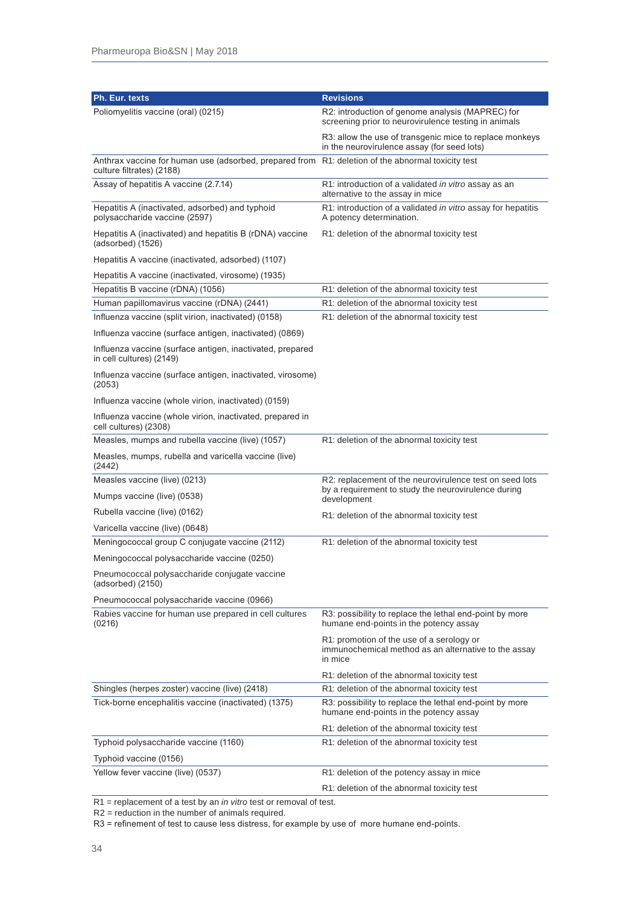| Ph. Eur. texts | Revisions |
|---|---|
| Poliomyelitis vaccine (oral) (0215) | R2: introduction of genome analysis (MAPREC) for screening prior to neurovirulence testing in animals |
| | R3: allow the use of transgenic mice to replace monkeys in the neurovirulence assay (for seed lots) |
| Anthrax vaccine for human use (adsorbed, prepared from culture filtrates) (2188) | R1: deletion of the abnormal toxicity test |
| Assay of hepatitis A vaccine (2.7.14) | R1: introduction of a validated *in vitro* assay as an alternative to the assay in mice |
| Hepatitis A (inactivated, adsorbed) and typhoid polysaccharide vaccine (2597) | R1: introduction of a validated *in vitro* assay for hepatitis A potency determination. |
| Hepatitis A (inactivated) and hepatitis B (rDNA) vaccine (adsorbed) (1526) | R1: deletion of the abnormal toxicity test |
| Hepatitis A vaccine (inactivated, adsorbed) (1107) | |
| Hepatitis A vaccine (inactivated, virosome) (1935) | |
| Hepatitis B vaccine (rDNA) (1056) | R1: deletion of the abnormal toxicity test |
| Human papillomavirus vaccine (rDNA) (2441) | R1: deletion of the abnormal toxicity test |
| Influenza vaccine (split virion, inactivated) (0158) | R1: deletion of the abnormal toxicity test |
| Influenza vaccine (surface antigen, inactivated) (0869) | |
| Influenza vaccine (surface antigen, inactivated, prepared in cell cultures) (2149) | |
| Influenza vaccine (surface antigen, inactivated, virosome) (2053) | |
| Influenza vaccine (whole virion, inactivated) (0159) | |
| Influenza vaccine (whole virion, inactivated, prepared in cell cultures) (2308) | |
| Measles, mumps and rubella vaccine (live) (1057) | R1: deletion of the abnormal toxicity test |
| Measles, mumps, rubella and varicella vaccine (live) (2442) | |
| Measles vaccine (live) (0213) | R2: replacement of the neurovirulence test on seed lots by a requirement to study the neurovirulence during development |
| Mumps vaccine (live) (0538) | |
| Rubella vaccine (live) (0162) | R1: deletion of the abnormal toxicity test |
| Varicella vaccine (live) (0648) | |
| Meningococcal group C conjugate vaccine (2112) | R1: deletion of the abnormal toxicity test |
| Meningococcal polysaccharide vaccine (0250) | |
| Pneumococcal polysaccharide conjugate vaccine (adsorbed) (2150) | |
| Pneumococcal polysaccharide vaccine (0966) | |
| Rabies vaccine for human use prepared in cell cultures (0216) | R3: possibility to replace the lethal end-point by more humane end-points in the potency assay |
| | R1: promotion of the use of a serology or immunochemical method as an alternative to the assay in mice |
| | R1: deletion of the abnormal toxicity test |
| Shingles (herpes zoster) vaccine (live) (2418) | R1: deletion of the abnormal toxicity test |
| Tick-borne encephalitis vaccine (inactivated) (1375) | R3: possibility to replace the lethal end-point by more humane end-points in the potency assay |
| | R1: deletion of the abnormal toxicity test |
| Typhoid polysaccharide vaccine (1160) | R1: deletion of the abnormal toxicity test |
| Typhoid vaccine (0156) | |
| Yellow fever vaccine (live) (0537) | R1: deletion of the potency assay in mice |
| | R1: deletion of the abnormal toxicity test |

R1 = replacement of a test by an *in vitro* test or removal of test.
R2 = reduction in the number of animals required.
R3 = refinement of test to cause less distress, for example by use of more humane end-points.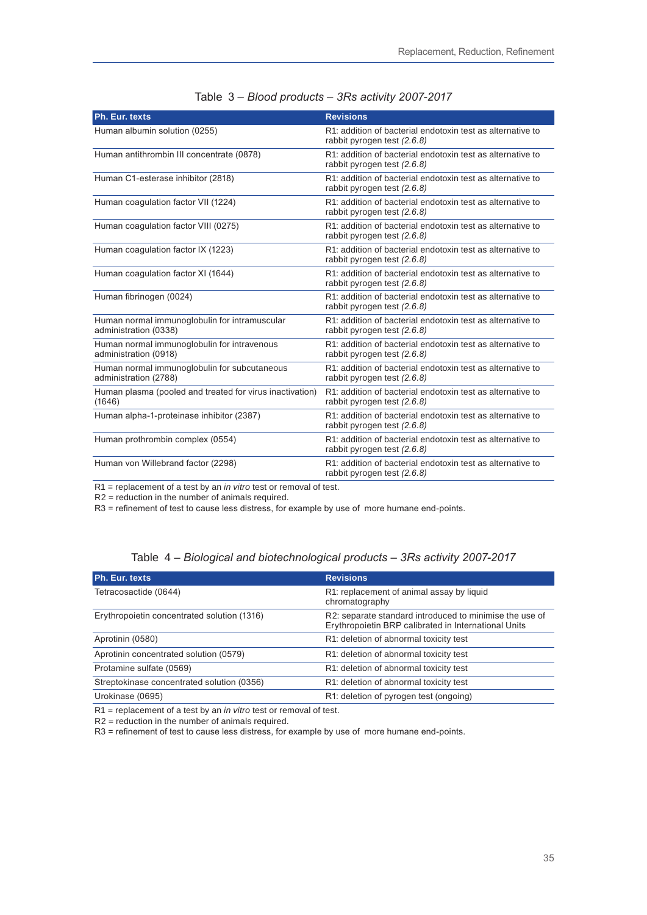Table 3 – *Blood products – 3Rs activity 2007-2017*

| Ph. Eur. texts | Revisions |
| --- | --- |
| Human albumin solution (0255) | R1: addition of bacterial endotoxin test as alternative to rabbit pyrogen test *(2.6.8)* |
| Human antithrombin III concentrate (0878) | R1: addition of bacterial endotoxin test as alternative to rabbit pyrogen test *(2.6.8)* |
| Human C1-esterase inhibitor (2818) | R1: addition of bacterial endotoxin test as alternative to rabbit pyrogen test *(2.6.8)* |
| Human coagulation factor VII (1224) | R1: addition of bacterial endotoxin test as alternative to rabbit pyrogen test *(2.6.8)* |
| Human coagulation factor VIII (0275) | R1: addition of bacterial endotoxin test as alternative to rabbit pyrogen test *(2.6.8)* |
| Human coagulation factor IX (1223) | R1: addition of bacterial endotoxin test as alternative to rabbit pyrogen test *(2.6.8)* |
| Human coagulation factor XI (1644) | R1: addition of bacterial endotoxin test as alternative to rabbit pyrogen test *(2.6.8)* |
| Human fibrinogen (0024) | R1: addition of bacterial endotoxin test as alternative to rabbit pyrogen test *(2.6.8)* |
| Human normal immunoglobulin for intramuscular administration (0338) | R1: addition of bacterial endotoxin test as alternative to rabbit pyrogen test *(2.6.8)* |
| Human normal immunoglobulin for intravenous administration (0918) | R1: addition of bacterial endotoxin test as alternative to rabbit pyrogen test *(2.6.8)* |
| Human normal immunoglobulin for subcutaneous administration (2788) | R1: addition of bacterial endotoxin test as alternative to rabbit pyrogen test *(2.6.8)* |
| Human plasma (pooled and treated for virus inactivation) (1646) | R1: addition of bacterial endotoxin test as alternative to rabbit pyrogen test *(2.6.8)* |
| Human alpha-1-proteinase inhibitor (2387) | R1: addition of bacterial endotoxin test as alternative to rabbit pyrogen test *(2.6.8)* |
| Human prothrombin complex (0554) | R1: addition of bacterial endotoxin test as alternative to rabbit pyrogen test *(2.6.8)* |
| Human von Willebrand factor (2298) | R1: addition of bacterial endotoxin test as alternative to rabbit pyrogen test *(2.6.8)* |

R1 = replacement of a test by an *in vitro* test or removal of test.
R2 = reduction in the number of animals required.
R3 = refinement of test to cause less distress, for example by use of more humane end-points.

Table 4 – *Biological and biotechnological products – 3Rs activity 2007-2017*

| Ph. Eur. texts | Revisions |
| --- | --- |
| Tetracosactide (0644) | R1: replacement of animal assay by liquid chromatography |
| Erythropoietin concentrated solution (1316) | R2: separate standard introduced to minimise the use of Erythropoietin BRP calibrated in International Units |
| Aprotinin (0580) | R1: deletion of abnormal toxicity test |
| Aprotinin concentrated solution (0579) | R1: deletion of abnormal toxicity test |
| Protamine sulfate (0569) | R1: deletion of abnormal toxicity test |
| Streptokinase concentrated solution (0356) | R1: deletion of abnormal toxicity test |
| Urokinase (0695) | R1: deletion of pyrogen test (ongoing) |

R1 = replacement of a test by an *in vitro* test or removal of test.
R2 = reduction in the number of animals required.
R3 = refinement of test to cause less distress, for example by use of more humane end-points.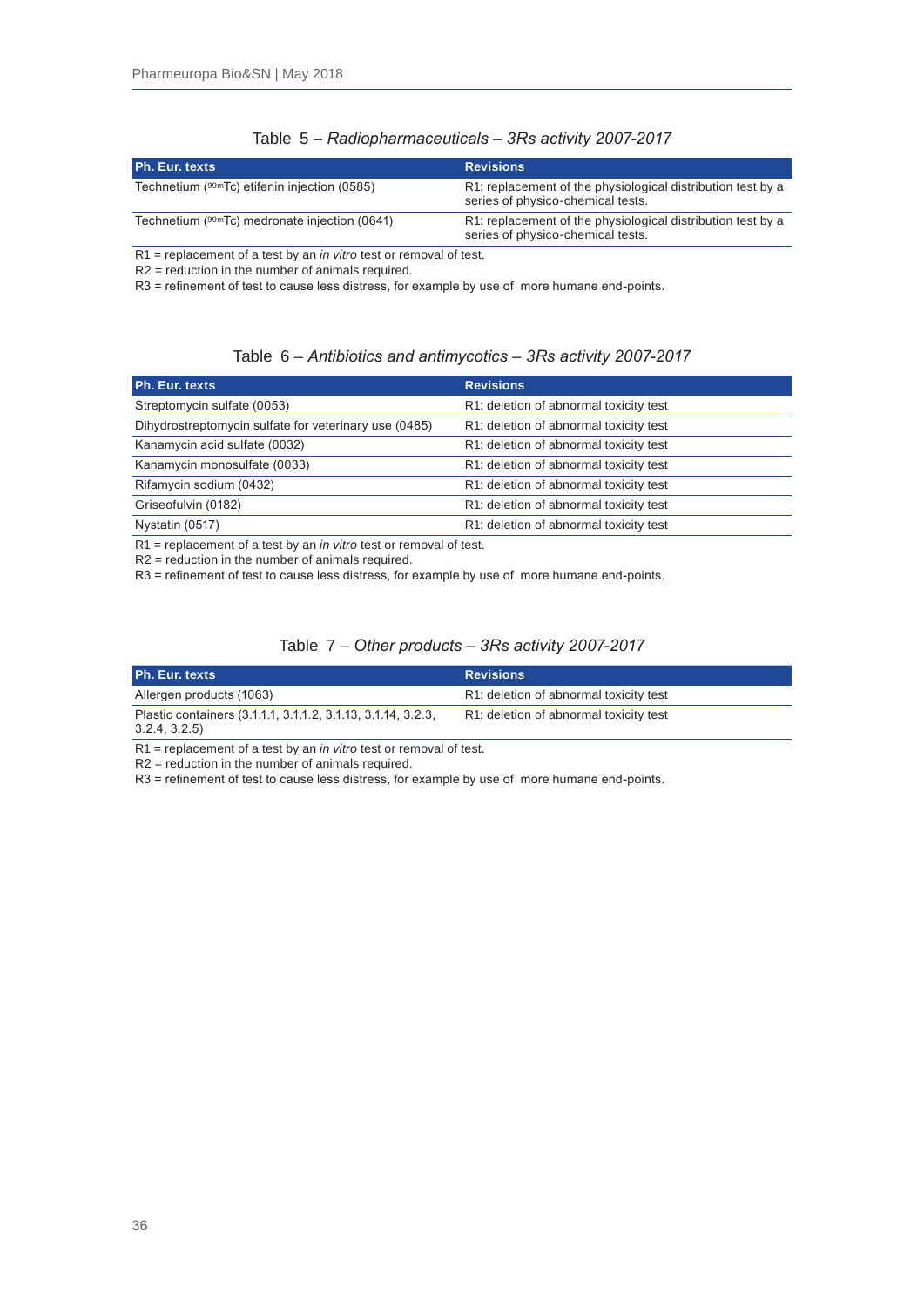Table 5 – *Radiopharmaceuticals – 3Rs activity 2007-2017*

| Ph. Eur. texts | Revisions |
|---|---|
| Technetium ($^{99m}Tc$) etifenin injection (0585) | R1: replacement of the physiological distribution test by a series of physico-chemical tests. |
| Technetium ($^{99m}Tc$) medronate injection (0641) | R1: replacement of the physiological distribution test by a series of physico-chemical tests. |

R1 = replacement of a test by an *in vitro* test or removal of test.
R2 = reduction in the number of animals required.
R3 = refinement of test to cause less distress, for example by use of more humane end-points.

Table 6 – *Antibiotics and antimycotics – 3Rs activity 2007-2017*

| Ph. Eur. texts | Revisions |
|---|---|
| Streptomycin sulfate (0053) | R1: deletion of abnormal toxicity test |
| Dihydrostreptomycin sulfate for veterinary use (0485) | R1: deletion of abnormal toxicity test |
| Kanamycin acid sulfate (0032) | R1: deletion of abnormal toxicity test |
| Kanamycin monosulfate (0033) | R1: deletion of abnormal toxicity test |
| Rifamycin sodium (0432) | R1: deletion of abnormal toxicity test |
| Griseofulvin (0182) | R1: deletion of abnormal toxicity test |
| Nystatin (0517) | R1: deletion of abnormal toxicity test |

R1 = replacement of a test by an *in vitro* test or removal of test.
R2 = reduction in the number of animals required.
R3 = refinement of test to cause less distress, for example by use of more humane end-points.

Table 7 – *Other products – 3Rs activity 2007-2017*

| Ph. Eur. texts | Revisions |
|---|---|
| Allergen products (1063) | R1: deletion of abnormal toxicity test |
| Plastic containers (3.1.1.1, 3.1.1.2, 3.1.13, 3.1.14, 3.2.3, 3.2.4, 3.2.5) | R1: deletion of abnormal toxicity test |

R1 = replacement of a test by an *in vitro* test or removal of test.
R2 = reduction in the number of animals required.
R3 = refinement of test to cause less distress, for example by use of more humane end-points.